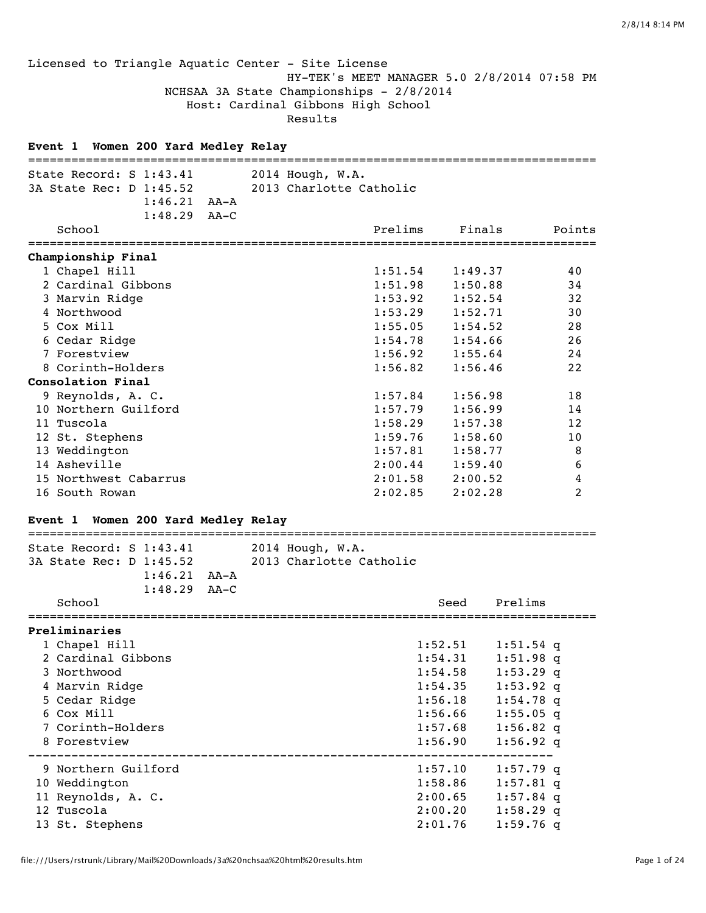Licensed to Triangle Aquatic Center - Site License
HY-TEK's MEET MANAGER 5.0 2/8/2014 07:58 PM
NCHSAA 3A State Championships - 2/8/2014
Host: Cardinal Gibbons High School
Results

### Event 1 Women 200 Yard Medley Relay

State Record: S 1:43.41 2014 Hough, W.A.
3A State Rec: D 1:45.52 2013 Charlotte Catholic
1:46.21 AA-A
1:48.29 AA-C

| | School | Prelims | Finals | Points |
|---|---|---|---|---|
| **Championship Final** | | | | |
| 1 | Chapel Hill | 1:51.54 | 1:49.37 | 40 |
| 2 | Cardinal Gibbons | 1:51.98 | 1:50.88 | 34 |
| 3 | Marvin Ridge | 1:53.92 | 1:52.54 | 32 |
| 4 | Northwood | 1:53.29 | 1:52.71 | 30 |
| 5 | Cox Mill | 1:55.05 | 1:54.52 | 28 |
| 6 | Cedar Ridge | 1:54.78 | 1:54.66 | 26 |
| 7 | Forestview | 1:56.92 | 1:55.64 | 24 |
| 8 | Corinth-Holders | 1:56.82 | 1:56.46 | 22 |
| **Consolation Final** | | | | |
| 9 | Reynolds, A. C. | 1:57.84 | 1:56.98 | 18 |
| 10 | Northern Guilford | 1:57.79 | 1:56.99 | 14 |
| 11 | Tuscola | 1:58.29 | 1:57.38 | 12 |
| 12 | St. Stephens | 1:59.76 | 1:58.60 | 10 |
| 13 | Weddington | 1:57.81 | 1:58.77 | 8 |
| 14 | Asheville | 2:00.44 | 1:59.40 | 6 |
| 15 | Northwest Cabarrus | 2:01.58 | 2:00.52 | 4 |
| 16 | South Rowan | 2:02.85 | 2:02.28 | 2 |

### Event 1 Women 200 Yard Medley Relay

State Record: S 1:43.41 2014 Hough, W.A.
3A State Rec: D 1:45.52 2013 Charlotte Catholic
1:46.21 AA-A
1:48.29 AA-C

| | School | Seed | Prelims |
|---|---|---|---|
| **Preliminaries** | | | |
| 1 | Chapel Hill | 1:52.51 | 1:51.54 q |
| 2 | Cardinal Gibbons | 1:54.31 | 1:51.98 q |
| 3 | Northwood | 1:54.58 | 1:53.29 q |
| 4 | Marvin Ridge | 1:54.35 | 1:53.92 q |
| 5 | Cedar Ridge | 1:56.18 | 1:54.78 q |
| 6 | Cox Mill | 1:56.66 | 1:55.05 q |
| 7 | Corinth-Holders | 1:57.68 | 1:56.82 q |
| 8 | Forestview | 1:56.90 | 1:56.92 q |
| 9 | Northern Guilford | 1:57.10 | 1:57.79 q |
| 10 | Weddington | 1:58.86 | 1:57.81 q |
| 11 | Reynolds, A. C. | 2:00.65 | 1:57.84 q |
| 12 | Tuscola | 2:00.20 | 1:58.29 q |
| 13 | St. Stephens | 2:01.76 | 1:59.76 q |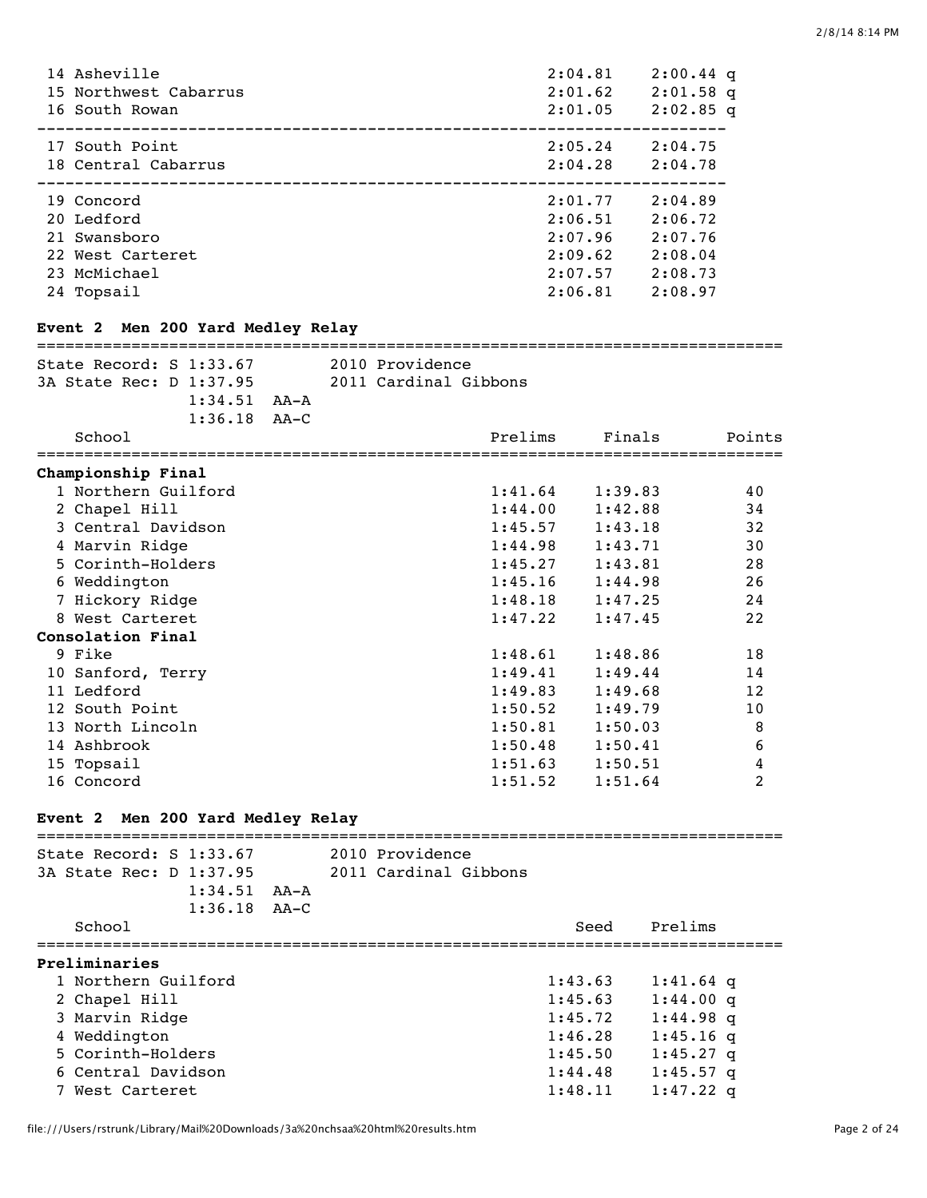| School | Seed | Prelims |
|---|---|---|
| 14 Asheville | 2:04.81 | 2:00.44 q |
| 15 Northwest Cabarrus | 2:01.62 | 2:01.58 q |
| 16 South Rowan | 2:01.05 | 2:02.85 q |
| 17 South Point | 2:05.24 | 2:04.75 |
| 18 Central Cabarrus | 2:04.28 | 2:04.78 |
| 19 Concord | 2:01.77 | 2:04.89 |
| 20 Ledford | 2:06.51 | 2:06.72 |
| 21 Swansboro | 2:07.96 | 2:07.76 |
| 22 West Carteret | 2:09.62 | 2:08.04 |
| 23 McMichael | 2:07.57 | 2:08.73 |
| 24 Topsail | 2:06.81 | 2:08.97 |

### Event 2 Men 200 Yard Medley Relay

State Record: S 1:33.67 2010 Providence
3A State Rec: D 1:37.95 2011 Cardinal Gibbons
1:34.51 AA-A
1:36.18 AA-C

| School | Prelims | Finals | Points |
|---|---|---|---|
| **Championship Final** | | | |
| 1 Northern Guilford | 1:41.64 | 1:39.83 | 40 |
| 2 Chapel Hill | 1:44.00 | 1:42.88 | 34 |
| 3 Central Davidson | 1:45.57 | 1:43.18 | 32 |
| 4 Marvin Ridge | 1:44.98 | 1:43.71 | 30 |
| 5 Corinth-Holders | 1:45.27 | 1:43.81 | 28 |
| 6 Weddington | 1:45.16 | 1:44.98 | 26 |
| 7 Hickory Ridge | 1:48.18 | 1:47.25 | 24 |
| 8 West Carteret | 1:47.22 | 1:47.45 | 22 |
| **Consolation Final** | | | |
| 9 Fike | 1:48.61 | 1:48.86 | 18 |
| 10 Sanford, Terry | 1:49.41 | 1:49.44 | 14 |
| 11 Ledford | 1:49.83 | 1:49.68 | 12 |
| 12 South Point | 1:50.52 | 1:49.79 | 10 |
| 13 North Lincoln | 1:50.81 | 1:50.03 | 8 |
| 14 Ashbrook | 1:50.48 | 1:50.41 | 6 |
| 15 Topsail | 1:51.63 | 1:50.51 | 4 |
| 16 Concord | 1:51.52 | 1:51.64 | 2 |

### Event 2 Men 200 Yard Medley Relay

State Record: S 1:33.67 2010 Providence
3A State Rec: D 1:37.95 2011 Cardinal Gibbons
1:34.51 AA-A
1:36.18 AA-C

| School | Seed | Prelims |
|---|---|---|
| **Preliminaries** | | |
| 1 Northern Guilford | 1:43.63 | 1:41.64 q |
| 2 Chapel Hill | 1:45.63 | 1:44.00 q |
| 3 Marvin Ridge | 1:45.72 | 1:44.98 q |
| 4 Weddington | 1:46.28 | 1:45.16 q |
| 5 Corinth-Holders | 1:45.50 | 1:45.27 q |
| 6 Central Davidson | 1:44.48 | 1:45.57 q |
| 7 West Carteret | 1:48.11 | 1:47.22 q |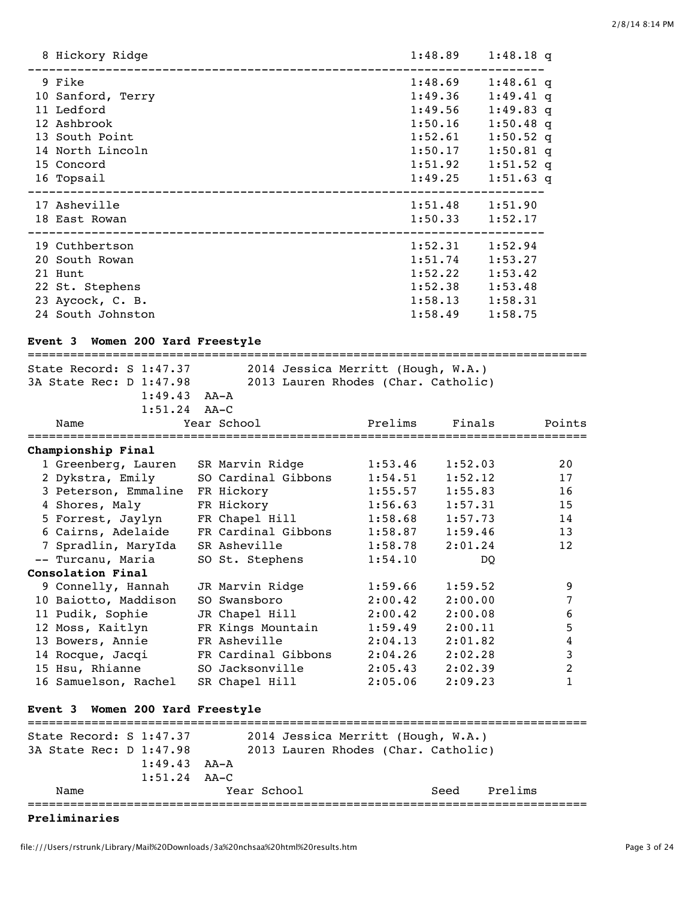| Place | Team | Seed | Prelims | |
|---|---|---|---|---|
| 8 | Hickory Ridge | 1:48.89 | 1:48.18 | q |
| 9 | Fike | 1:48.69 | 1:48.61 | q |
| 10 | Sanford, Terry | 1:49.36 | 1:49.41 | q |
| 11 | Ledford | 1:49.56 | 1:49.83 | q |
| 12 | Ashbrook | 1:50.16 | 1:50.48 | q |
| 13 | South Point | 1:52.61 | 1:50.52 | q |
| 14 | North Lincoln | 1:50.17 | 1:50.81 | q |
| 15 | Concord | 1:51.92 | 1:51.52 | q |
| 16 | Topsail | 1:49.25 | 1:51.63 | q |
| 17 | Asheville | 1:51.48 | 1:51.90 | |
| 18 | East Rowan | 1:50.33 | 1:52.17 | |
| 19 | Cuthbertson | 1:52.31 | 1:52.94 | |
| 20 | South Rowan | 1:51.74 | 1:53.27 | |
| 21 | Hunt | 1:52.22 | 1:53.42 | |
| 22 | St. Stephens | 1:52.38 | 1:53.48 | |
| 23 | Aycock, C. B. | 1:58.13 | 1:58.31 | |
| 24 | South Johnston | 1:58.49 | 1:58.75 | |

**Event 3 Women 200 Yard Freestyle**

State Record: S 1:47.37 2014 Jessica Merritt (Hough, W.A.)
3A State Rec: D 1:47.98 2013 Lauren Rhodes (Char. Catholic)
1:49.43 AA-A
1:51.24 AA-C

| Place | Name | Year | School | Prelims | Finals | Points |
|---|---|---|---|---|---|---|
| **Championship Final** | | | | | | |
| 1 | Greenberg, Lauren | SR | Marvin Ridge | 1:53.46 | 1:52.03 | 20 |
| 2 | Dykstra, Emily | SO | Cardinal Gibbons | 1:54.51 | 1:52.12 | 17 |
| 3 | Peterson, Emmaline | FR | Hickory | 1:55.57 | 1:55.83 | 16 |
| 4 | Shores, Maly | FR | Hickory | 1:56.63 | 1:57.31 | 15 |
| 5 | Forrest, Jaylyn | FR | Chapel Hill | 1:58.68 | 1:57.73 | 14 |
| 6 | Cairns, Adelaide | FR | Cardinal Gibbons | 1:58.87 | 1:59.46 | 13 |
| 7 | Spradlin, MaryIda | SR | Asheville | 1:58.78 | 2:01.24 | 12 |
| -- | Turcanu, Maria | SO | St. Stephens | 1:54.10 | DQ | |
| **Consolation Final** | | | | | | |
| 9 | Connelly, Hannah | JR | Marvin Ridge | 1:59.66 | 1:59.52 | 9 |
| 10 | Baiotto, Maddison | SO | Swansboro | 2:00.42 | 2:00.00 | 7 |
| 11 | Pudik, Sophie | JR | Chapel Hill | 2:00.42 | 2:00.08 | 6 |
| 12 | Moss, Kaitlyn | FR | Kings Mountain | 1:59.49 | 2:00.11 | 5 |
| 13 | Bowers, Annie | FR | Asheville | 2:04.13 | 2:01.82 | 4 |
| 14 | Rocque, Jacqi | FR | Cardinal Gibbons | 2:04.26 | 2:02.28 | 3 |
| 15 | Hsu, Rhianne | SO | Jacksonville | 2:05.43 | 2:02.39 | 2 |
| 16 | Samuelson, Rachel | SR | Chapel Hill | 2:05.06 | 2:09.23 | 1 |

**Event 3 Women 200 Yard Freestyle**

State Record: S 1:47.37 2014 Jessica Merritt (Hough, W.A.)
3A State Rec: D 1:47.98 2013 Lauren Rhodes (Char. Catholic)
1:49.43 AA-A
1:51.24 AA-C

| Name | Year | School | Seed | Prelims |
|---|---|---|---|---|

**Preliminaries**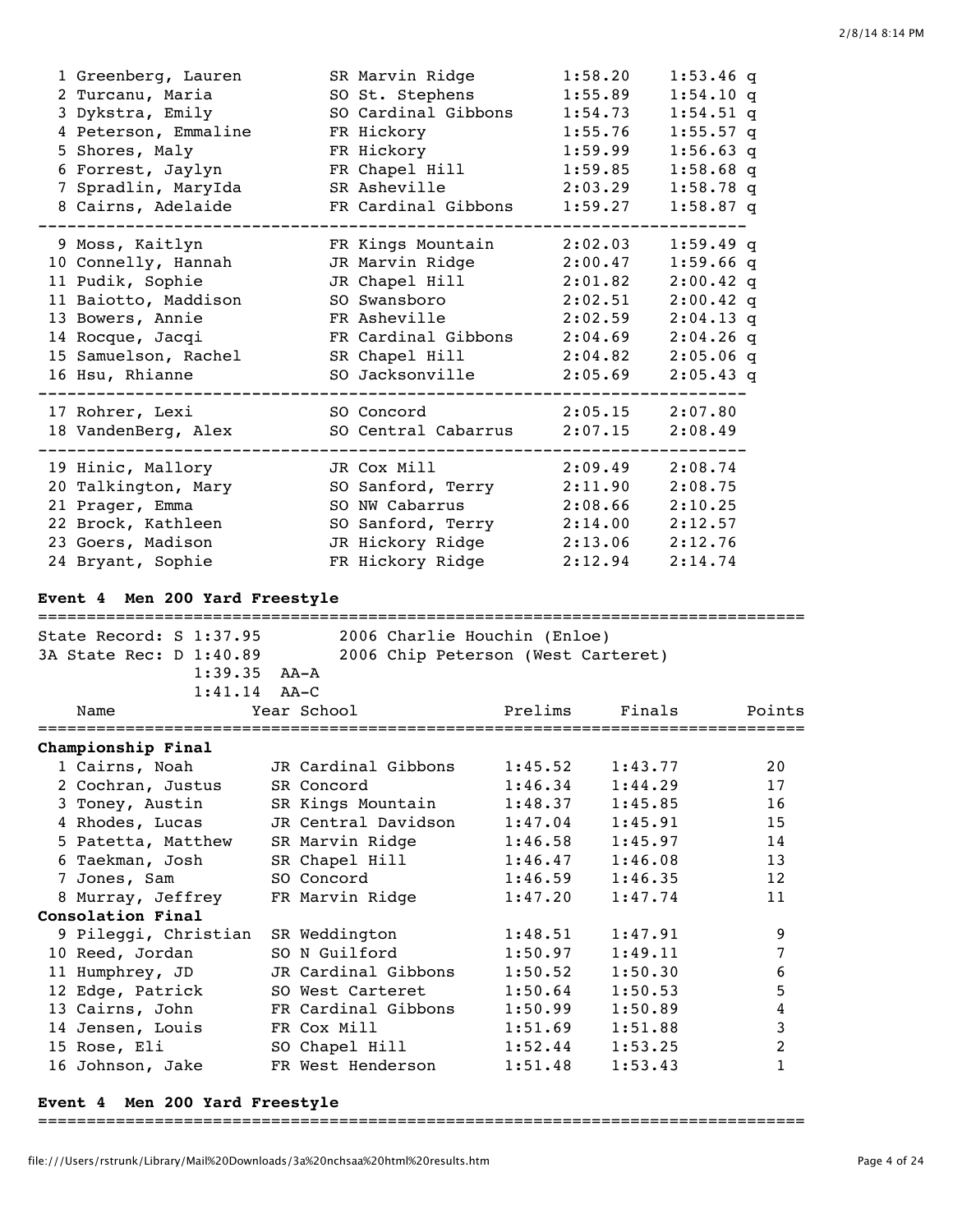| Place | Name | Year | School | Prelims | Finals | |
|---|---|---|---|---|---|---|
| 1 | Greenberg, Lauren | SR | Marvin Ridge | 1:58.20 | 1:53.46 | q |
| 2 | Turcanu, Maria | SO | St. Stephens | 1:55.89 | 1:54.10 | q |
| 3 | Dykstra, Emily | SO | Cardinal Gibbons | 1:54.73 | 1:54.51 | q |
| 4 | Peterson, Emmaline | FR | Hickory | 1:55.76 | 1:55.57 | q |
| 5 | Shores, Maly | FR | Hickory | 1:59.99 | 1:56.63 | q |
| 6 | Forrest, Jaylyn | FR | Chapel Hill | 1:59.85 | 1:58.68 | q |
| 7 | Spradlin, MaryIda | SR | Asheville | 2:03.29 | 1:58.78 | q |
| 8 | Cairns, Adelaide | FR | Cardinal Gibbons | 1:59.27 | 1:58.87 | q |
| 9 | Moss, Kaitlyn | FR | Kings Mountain | 2:02.03 | 1:59.49 | q |
| 10 | Connelly, Hannah | JR | Marvin Ridge | 2:00.47 | 1:59.66 | q |
| 11 | Pudik, Sophie | JR | Chapel Hill | 2:01.82 | 2:00.42 | q |
| 11 | Baiotto, Maddison | SO | Swansboro | 2:02.51 | 2:00.42 | q |
| 13 | Bowers, Annie | FR | Asheville | 2:02.59 | 2:04.13 | q |
| 14 | Rocque, Jacqi | FR | Cardinal Gibbons | 2:04.69 | 2:04.26 | q |
| 15 | Samuelson, Rachel | SR | Chapel Hill | 2:04.82 | 2:05.06 | q |
| 16 | Hsu, Rhianne | SO | Jacksonville | 2:05.69 | 2:05.43 | q |
| 17 | Rohrer, Lexi | SO | Concord | 2:05.15 | 2:07.80 | |
| 18 | VandenBerg, Alex | SO | Central Cabarrus | 2:07.15 | 2:08.49 | |
| 19 | Hinic, Mallory | JR | Cox Mill | 2:09.49 | 2:08.74 | |
| 20 | Talkington, Mary | SO | Sanford, Terry | 2:11.90 | 2:08.75 | |
| 21 | Prager, Emma | SO | NW Cabarrus | 2:08.66 | 2:10.25 | |
| 22 | Brock, Kathleen | SO | Sanford, Terry | 2:14.00 | 2:12.57 | |
| 23 | Goers, Madison | JR | Hickory Ridge | 2:13.06 | 2:12.76 | |
| 24 | Bryant, Sophie | FR | Hickory Ridge | 2:12.94 | 2:14.74 | |

**Event 4 Men 200 Yard Freestyle**

State Record: S 1:37.95 — 2006 Charlie Houchin (Enloe)
3A State Rec: D 1:40.89 — 2006 Chip Peterson (West Carteret)
1:39.35 AA-A
1:41.14 AA-C

| Place | Name | Year | School | Prelims | Finals | Points |
|---|---|---|---|---|---|---|
| **Championship Final** | | | | | | |
| 1 | Cairns, Noah | JR | Cardinal Gibbons | 1:45.52 | 1:43.77 | 20 |
| 2 | Cochran, Justus | SR | Concord | 1:46.34 | 1:44.29 | 17 |
| 3 | Toney, Austin | SR | Kings Mountain | 1:48.37 | 1:45.85 | 16 |
| 4 | Rhodes, Lucas | JR | Central Davidson | 1:47.04 | 1:45.91 | 15 |
| 5 | Patetta, Matthew | SR | Marvin Ridge | 1:46.58 | 1:45.97 | 14 |
| 6 | Taekman, Josh | SR | Chapel Hill | 1:46.47 | 1:46.08 | 13 |
| 7 | Jones, Sam | SO | Concord | 1:46.59 | 1:46.35 | 12 |
| 8 | Murray, Jeffrey | FR | Marvin Ridge | 1:47.20 | 1:47.74 | 11 |
| **Consolation Final** | | | | | | |
| 9 | Pileggi, Christian | SR | Weddington | 1:48.51 | 1:47.91 | 9 |
| 10 | Reed, Jordan | SO | N Guilford | 1:50.97 | 1:49.11 | 7 |
| 11 | Humphrey, JD | JR | Cardinal Gibbons | 1:50.52 | 1:50.30 | 6 |
| 12 | Edge, Patrick | SO | West Carteret | 1:50.64 | 1:50.53 | 5 |
| 13 | Cairns, John | FR | Cardinal Gibbons | 1:50.99 | 1:50.89 | 4 |
| 14 | Jensen, Louis | FR | Cox Mill | 1:51.69 | 1:51.88 | 3 |
| 15 | Rose, Eli | SO | Chapel Hill | 1:52.44 | 1:53.25 | 2 |
| 16 | Johnson, Jake | FR | West Henderson | 1:51.48 | 1:53.43 | 1 |

**Event 4 Men 200 Yard Freestyle**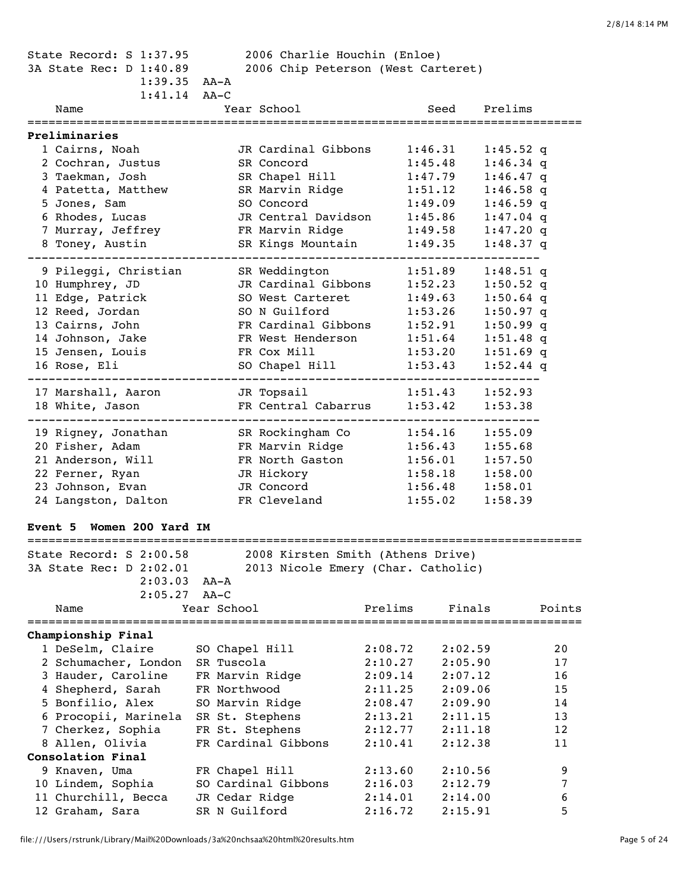State Record: S 1:37.95 — 2006 Charlie Houchin (Enloe)
3A State Rec: D 1:40.89 — 2006 Chip Peterson (West Carteret)
1:39.35 AA-A
1:41.14 AA-C

| | Name | Year | School | Seed | Prelims | |
|---|---|---|---|---|---|---|
| **Preliminaries** | | | | | | |
| 1 | Cairns, Noah | JR | Cardinal Gibbons | 1:46.31 | 1:45.52 | q |
| 2 | Cochran, Justus | SR | Concord | 1:45.48 | 1:46.34 | q |
| 3 | Taekman, Josh | SR | Chapel Hill | 1:47.79 | 1:46.47 | q |
| 4 | Patetta, Matthew | SR | Marvin Ridge | 1:51.12 | 1:46.58 | q |
| 5 | Jones, Sam | SO | Concord | 1:49.09 | 1:46.59 | q |
| 6 | Rhodes, Lucas | JR | Central Davidson | 1:45.86 | 1:47.04 | q |
| 7 | Murray, Jeffrey | FR | Marvin Ridge | 1:49.58 | 1:47.20 | q |
| 8 | Toney, Austin | SR | Kings Mountain | 1:49.35 | 1:48.37 | q |
| 9 | Pileggi, Christian | SR | Weddington | 1:51.89 | 1:48.51 | q |
| 10 | Humphrey, JD | JR | Cardinal Gibbons | 1:52.23 | 1:50.52 | q |
| 11 | Edge, Patrick | SO | West Carteret | 1:49.63 | 1:50.64 | q |
| 12 | Reed, Jordan | SO | N Guilford | 1:53.26 | 1:50.97 | q |
| 13 | Cairns, John | FR | Cardinal Gibbons | 1:52.91 | 1:50.99 | q |
| 14 | Johnson, Jake | FR | West Henderson | 1:51.64 | 1:51.48 | q |
| 15 | Jensen, Louis | FR | Cox Mill | 1:53.20 | 1:51.69 | q |
| 16 | Rose, Eli | SO | Chapel Hill | 1:53.43 | 1:52.44 | q |
| 17 | Marshall, Aaron | JR | Topsail | 1:51.43 | 1:52.93 | |
| 18 | White, Jason | FR | Central Cabarrus | 1:53.42 | 1:53.38 | |
| 19 | Rigney, Jonathan | SR | Rockingham Co | 1:54.16 | 1:55.09 | |
| 20 | Fisher, Adam | FR | Marvin Ridge | 1:56.43 | 1:55.68 | |
| 21 | Anderson, Will | FR | North Gaston | 1:56.01 | 1:57.50 | |
| 22 | Ferner, Ryan | JR | Hickory | 1:58.18 | 1:58.00 | |
| 23 | Johnson, Evan | JR | Concord | 1:56.48 | 1:58.01 | |
| 24 | Langston, Dalton | FR | Cleveland | 1:55.02 | 1:58.39 | |

## Event 5 Women 200 Yard IM

State Record: S 2:00.58 — 2008 Kirsten Smith (Athens Drive)
3A State Rec: D 2:02.01 — 2013 Nicole Emery (Char. Catholic)
2:03.03 AA-A
2:05.27 AA-C

| | Name | Year | School | Prelims | Finals | Points |
|---|---|---|---|---|---|---|
| **Championship Final** | | | | | | |
| 1 | DeSelm, Claire | SO | Chapel Hill | 2:08.72 | 2:02.59 | 20 |
| 2 | Schumacher, London | SR | Tuscola | 2:10.27 | 2:05.90 | 17 |
| 3 | Hauder, Caroline | FR | Marvin Ridge | 2:09.14 | 2:07.12 | 16 |
| 4 | Shepherd, Sarah | FR | Northwood | 2:11.25 | 2:09.06 | 15 |
| 5 | Bonfilio, Alex | SO | Marvin Ridge | 2:08.47 | 2:09.90 | 14 |
| 6 | Procopii, Marinela | SR | St. Stephens | 2:13.21 | 2:11.15 | 13 |
| 7 | Cherkez, Sophia | FR | St. Stephens | 2:12.77 | 2:11.18 | 12 |
| 8 | Allen, Olivia | FR | Cardinal Gibbons | 2:10.41 | 2:12.38 | 11 |
| **Consolation Final** | | | | | | |
| 9 | Knaven, Uma | FR | Chapel Hill | 2:13.60 | 2:10.56 | 9 |
| 10 | Lindem, Sophia | SO | Cardinal Gibbons | 2:16.03 | 2:12.79 | 7 |
| 11 | Churchill, Becca | JR | Cedar Ridge | 2:14.01 | 2:14.00 | 6 |
| 12 | Graham, Sara | SR | N Guilford | 2:16.72 | 2:15.91 | 5 |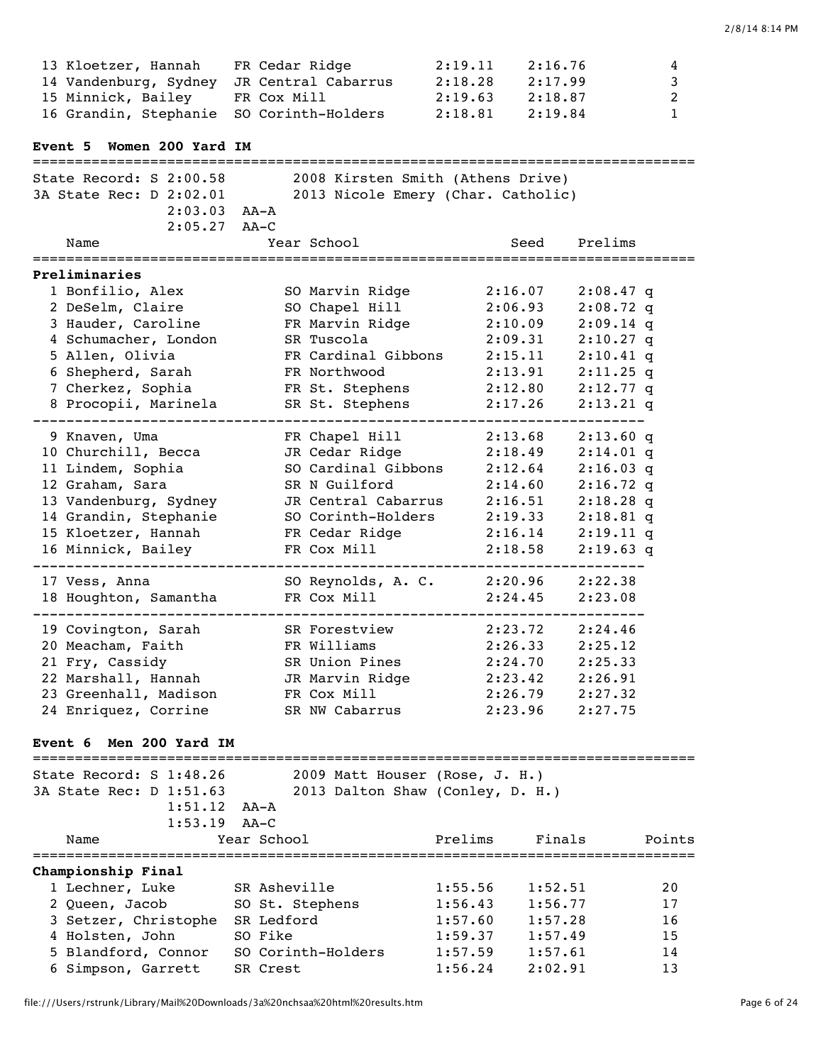| | Name | Year | School | Prelims | Finals | Points |
|---|---|---|---|---|---|---|
| 13 | Kloetzer, Hannah | FR | Cedar Ridge | 2:19.11 | 2:16.76 | 4 |
| 14 | Vandenburg, Sydney | JR | Central Cabarrus | 2:18.28 | 2:17.99 | 3 |
| 15 | Minnick, Bailey | FR | Cox Mill | 2:19.63 | 2:18.87 | 2 |
| 16 | Grandin, Stephanie | SO | Corinth-Holders | 2:18.81 | 2:19.84 | 1 |

## Event 5 Women 200 Yard IM

State Record: S 2:00.58    2008 Kirsten Smith (Athens Drive)
3A State Rec: D 2:02.01    2013 Nicole Emery (Char. Catholic)
2:03.03 AA-A
2:05.27 AA-C

**Preliminaries**

| | Name | Year | School | Seed | Prelims | |
|---|---|---|---|---|---|---|
| 1 | Bonfilio, Alex | SO | Marvin Ridge | 2:16.07 | 2:08.47 | q |
| 2 | DeSelm, Claire | SO | Chapel Hill | 2:06.93 | 2:08.72 | q |
| 3 | Hauder, Caroline | FR | Marvin Ridge | 2:10.09 | 2:09.14 | q |
| 4 | Schumacher, London | SR | Tuscola | 2:09.31 | 2:10.27 | q |
| 5 | Allen, Olivia | FR | Cardinal Gibbons | 2:15.11 | 2:10.41 | q |
| 6 | Shepherd, Sarah | FR | Northwood | 2:13.91 | 2:11.25 | q |
| 7 | Cherkez, Sophia | FR | St. Stephens | 2:12.80 | 2:12.77 | q |
| 8 | Procopii, Marinela | SR | St. Stephens | 2:17.26 | 2:13.21 | q |
| 9 | Knaven, Uma | FR | Chapel Hill | 2:13.68 | 2:13.60 | q |
| 10 | Churchill, Becca | JR | Cedar Ridge | 2:18.49 | 2:14.01 | q |
| 11 | Lindem, Sophia | SO | Cardinal Gibbons | 2:12.64 | 2:16.03 | q |
| 12 | Graham, Sara | SR | N Guilford | 2:14.60 | 2:16.72 | q |
| 13 | Vandenburg, Sydney | JR | Central Cabarrus | 2:16.51 | 2:18.28 | q |
| 14 | Grandin, Stephanie | SO | Corinth-Holders | 2:19.33 | 2:18.81 | q |
| 15 | Kloetzer, Hannah | FR | Cedar Ridge | 2:16.14 | 2:19.11 | q |
| 16 | Minnick, Bailey | FR | Cox Mill | 2:18.58 | 2:19.63 | q |
| 17 | Vess, Anna | SO | Reynolds, A. C. | 2:20.96 | 2:22.38 | |
| 18 | Houghton, Samantha | FR | Cox Mill | 2:24.45 | 2:23.08 | |
| 19 | Covington, Sarah | SR | Forestview | 2:23.72 | 2:24.46 | |
| 20 | Meacham, Faith | FR | Williams | 2:26.33 | 2:25.12 | |
| 21 | Fry, Cassidy | SR | Union Pines | 2:24.70 | 2:25.33 | |
| 22 | Marshall, Hannah | JR | Marvin Ridge | 2:23.42 | 2:26.91 | |
| 23 | Greenhall, Madison | FR | Cox Mill | 2:26.79 | 2:27.32 | |
| 24 | Enriquez, Corrine | SR | NW Cabarrus | 2:23.96 | 2:27.75 | |

## Event 6 Men 200 Yard IM

State Record: S 1:48.26    2009 Matt Houser (Rose, J. H.)
3A State Rec: D 1:51.63    2013 Dalton Shaw (Conley, D. H.)
1:51.12 AA-A
1:53.19 AA-C

**Championship Final**

| | Name | Year | School | Prelims | Finals | Points |
|---|---|---|---|---|---|---|
| 1 | Lechner, Luke | SR | Asheville | 1:55.56 | 1:52.51 | 20 |
| 2 | Queen, Jacob | SO | St. Stephens | 1:56.43 | 1:56.77 | 17 |
| 3 | Setzer, Christophe | SR | Ledford | 1:57.60 | 1:57.28 | 16 |
| 4 | Holsten, John | SO | Fike | 1:59.37 | 1:57.49 | 15 |
| 5 | Blandford, Connor | SO | Corinth-Holders | 1:57.59 | 1:57.61 | 14 |
| 6 | Simpson, Garrett | SR | Crest | 1:56.24 | 2:02.91 | 13 |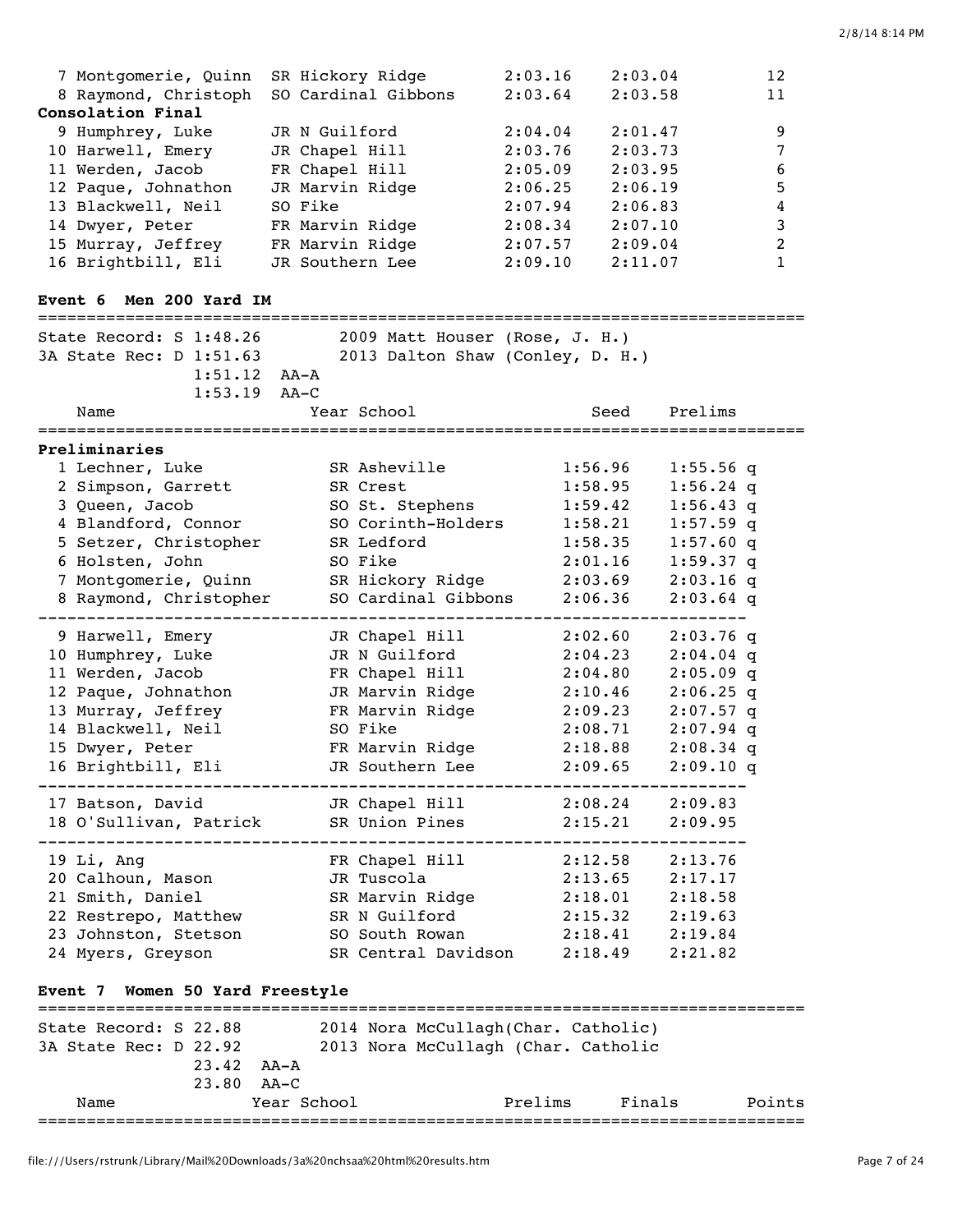| Name | Year | School | Prelims | Finals | Points |
|---|---|---|---|---|---|
| 7 Montgomerie, Quinn | SR | Hickory Ridge | 2:03.16 | 2:03.04 | 12 |
| 8 Raymond, Christoph | SO | Cardinal Gibbons | 2:03.64 | 2:03.58 | 11 |
| **Consolation Final** | | | | | |
| 9 Humphrey, Luke | JR | N Guilford | 2:04.04 | 2:01.47 | 9 |
| 10 Harwell, Emery | JR | Chapel Hill | 2:03.76 | 2:03.73 | 7 |
| 11 Werden, Jacob | FR | Chapel Hill | 2:05.09 | 2:03.95 | 6 |
| 12 Paque, Johnathon | JR | Marvin Ridge | 2:06.25 | 2:06.19 | 5 |
| 13 Blackwell, Neil | SO | Fike | 2:07.94 | 2:06.83 | 4 |
| 14 Dwyer, Peter | FR | Marvin Ridge | 2:08.34 | 2:07.10 | 3 |
| 15 Murray, Jeffrey | FR | Marvin Ridge | 2:07.57 | 2:09.04 | 2 |
| 16 Brightbill, Eli | JR | Southern Lee | 2:09.10 | 2:11.07 | 1 |

## Event 6 Men 200 Yard IM

State Record: S 1:48.26 — 2009 Matt Houser (Rose, J. H.)
3A State Rec: D 1:51.63 — 2013 Dalton Shaw (Conley, D. H.)
1:51.12 AA-A
1:53.19 AA-C

| Name | Year | School | Seed | Prelims |
|---|---|---|---|---|
| **Preliminaries** | | | | |
| 1 Lechner, Luke | SR | Asheville | 1:56.96 | 1:55.56 q |
| 2 Simpson, Garrett | SR | Crest | 1:58.95 | 1:56.24 q |
| 3 Queen, Jacob | SO | St. Stephens | 1:59.42 | 1:56.43 q |
| 4 Blandford, Connor | SO | Corinth-Holders | 1:58.21 | 1:57.59 q |
| 5 Setzer, Christopher | SR | Ledford | 1:58.35 | 1:57.60 q |
| 6 Holsten, John | SO | Fike | 2:01.16 | 1:59.37 q |
| 7 Montgomerie, Quinn | SR | Hickory Ridge | 2:03.69 | 2:03.16 q |
| 8 Raymond, Christopher | SO | Cardinal Gibbons | 2:06.36 | 2:03.64 q |
| 9 Harwell, Emery | JR | Chapel Hill | 2:02.60 | 2:03.76 q |
| 10 Humphrey, Luke | JR | N Guilford | 2:04.23 | 2:04.04 q |
| 11 Werden, Jacob | FR | Chapel Hill | 2:04.80 | 2:05.09 q |
| 12 Paque, Johnathon | JR | Marvin Ridge | 2:10.46 | 2:06.25 q |
| 13 Murray, Jeffrey | FR | Marvin Ridge | 2:09.23 | 2:07.57 q |
| 14 Blackwell, Neil | SO | Fike | 2:08.71 | 2:07.94 q |
| 15 Dwyer, Peter | FR | Marvin Ridge | 2:18.88 | 2:08.34 q |
| 16 Brightbill, Eli | JR | Southern Lee | 2:09.65 | 2:09.10 q |
| 17 Batson, David | JR | Chapel Hill | 2:08.24 | 2:09.83 |
| 18 O'Sullivan, Patrick | SR | Union Pines | 2:15.21 | 2:09.95 |
| 19 Li, Ang | FR | Chapel Hill | 2:12.58 | 2:13.76 |
| 20 Calhoun, Mason | JR | Tuscola | 2:13.65 | 2:17.17 |
| 21 Smith, Daniel | SR | Marvin Ridge | 2:18.01 | 2:18.58 |
| 22 Restrepo, Matthew | SR | N Guilford | 2:15.32 | 2:19.63 |
| 23 Johnston, Stetson | SO | South Rowan | 2:18.41 | 2:19.84 |
| 24 Myers, Greyson | SR | Central Davidson | 2:18.49 | 2:21.82 |

## Event 7 Women 50 Yard Freestyle

State Record: S 22.88 — 2014 Nora McCullagh(Char. Catholic)
3A State Rec: D 22.92 — 2013 Nora McCullagh (Char. Catholic
23.42 AA-A
23.80 AA-C

| Name | Year | School | Prelims | Finals | Points |
|---|---|---|---|---|---|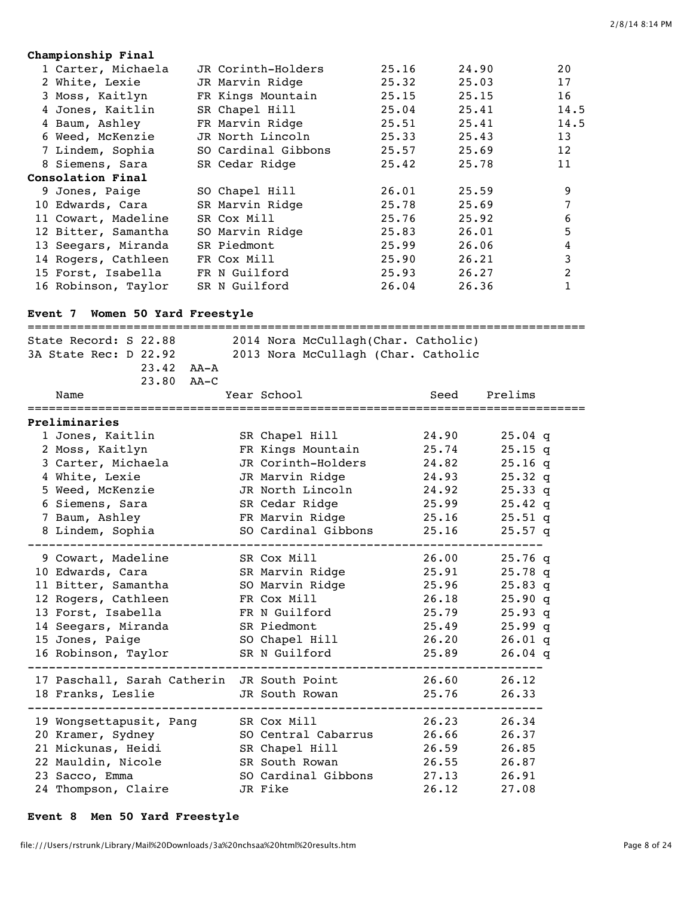**Championship Final**

| Place | Name | Year | School | Prelims | Finals | Points |
|---|---|---|---|---|---|---|
| 1 | Carter, Michaela | JR | Corinth-Holders | 25.16 | 24.90 | 20 |
| 2 | White, Lexie | JR | Marvin Ridge | 25.32 | 25.03 | 17 |
| 3 | Moss, Kaitlyn | FR | Kings Mountain | 25.15 | 25.15 | 16 |
| 4 | Jones, Kaitlin | SR | Chapel Hill | 25.04 | 25.41 | 14.5 |
| 4 | Baum, Ashley | FR | Marvin Ridge | 25.51 | 25.41 | 14.5 |
| 6 | Weed, McKenzie | JR | North Lincoln | 25.33 | 25.43 | 13 |
| 7 | Lindem, Sophia | SO | Cardinal Gibbons | 25.57 | 25.69 | 12 |
| 8 | Siemens, Sara | SR | Cedar Ridge | 25.42 | 25.78 | 11 |

**Consolation Final**

| Place | Name | Year | School | Prelims | Finals | Points |
|---|---|---|---|---|---|---|
| 9 | Jones, Paige | SO | Chapel Hill | 26.01 | 25.59 | 9 |
| 10 | Edwards, Cara | SR | Marvin Ridge | 25.78 | 25.69 | 7 |
| 11 | Cowart, Madeline | SR | Cox Mill | 25.76 | 25.92 | 6 |
| 12 | Bitter, Samantha | SO | Marvin Ridge | 25.83 | 26.01 | 5 |
| 13 | Seegars, Miranda | SR | Piedmont | 25.99 | 26.06 | 4 |
| 14 | Rogers, Cathleen | FR | Cox Mill | 25.90 | 26.21 | 3 |
| 15 | Forst, Isabella | FR | N Guilford | 25.93 | 26.27 | 2 |
| 16 | Robinson, Taylor | SR | N Guilford | 26.04 | 26.36 | 1 |

## Event 7 Women 50 Yard Freestyle

State Record: S 22.88 2014 Nora McCullagh(Char. Catholic)
3A State Rec: D 22.92 2013 Nora McCullagh (Char. Catholic
23.42 AA-A
23.80 AA-C

**Preliminaries**

| Place | Name | Year | School | Seed | Prelims |
|---|---|---|---|---|---|
| 1 | Jones, Kaitlin | SR | Chapel Hill | 24.90 | 25.04 q |
| 2 | Moss, Kaitlyn | FR | Kings Mountain | 25.74 | 25.15 q |
| 3 | Carter, Michaela | JR | Corinth-Holders | 24.82 | 25.16 q |
| 4 | White, Lexie | JR | Marvin Ridge | 24.93 | 25.32 q |
| 5 | Weed, McKenzie | JR | North Lincoln | 24.92 | 25.33 q |
| 6 | Siemens, Sara | SR | Cedar Ridge | 25.99 | 25.42 q |
| 7 | Baum, Ashley | FR | Marvin Ridge | 25.16 | 25.51 q |
| 8 | Lindem, Sophia | SO | Cardinal Gibbons | 25.16 | 25.57 q |
| 9 | Cowart, Madeline | SR | Cox Mill | 26.00 | 25.76 q |
| 10 | Edwards, Cara | SR | Marvin Ridge | 25.91 | 25.78 q |
| 11 | Bitter, Samantha | SO | Marvin Ridge | 25.96 | 25.83 q |
| 12 | Rogers, Cathleen | FR | Cox Mill | 26.18 | 25.90 q |
| 13 | Forst, Isabella | FR | N Guilford | 25.79 | 25.93 q |
| 14 | Seegars, Miranda | SR | Piedmont | 25.49 | 25.99 q |
| 15 | Jones, Paige | SO | Chapel Hill | 26.20 | 26.01 q |
| 16 | Robinson, Taylor | SR | N Guilford | 25.89 | 26.04 q |
| 17 | Paschall, Sarah Catherin | JR | South Point | 26.60 | 26.12 |
| 18 | Franks, Leslie | JR | South Rowan | 25.76 | 26.33 |
| 19 | Wongsettapusit, Pang | SR | Cox Mill | 26.23 | 26.34 |
| 20 | Kramer, Sydney | SO | Central Cabarrus | 26.66 | 26.37 |
| 21 | Mickunas, Heidi | SR | Chapel Hill | 26.59 | 26.85 |
| 22 | Mauldin, Nicole | SR | South Rowan | 26.55 | 26.87 |
| 23 | Sacco, Emma | SO | Cardinal Gibbons | 27.13 | 26.91 |
| 24 | Thompson, Claire | JR | Fike | 26.12 | 27.08 |

## Event 8 Men 50 Yard Freestyle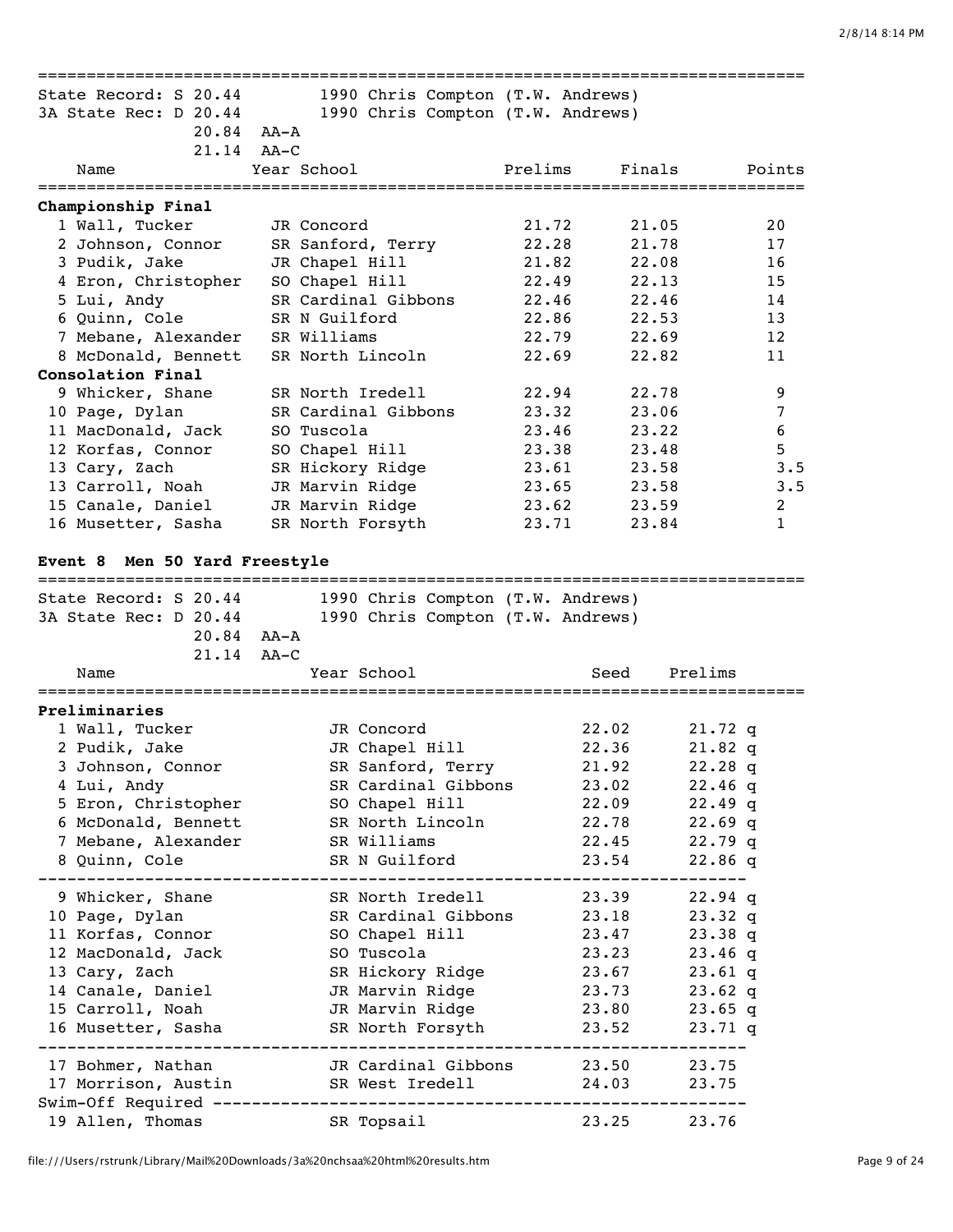State Record: S 20.44 — 1990 Chris Compton (T.W. Andrews)
3A State Rec: D 20.44 — 1990 Chris Compton (T.W. Andrews)
20.84 AA-A
21.14 AA-C

| Name | Year | School | Prelims | Finals | Points |
|---|---|---|---|---|---|
| **Championship Final** | | | | | |
| 1 Wall, Tucker | JR | Concord | 21.72 | 21.05 | 20 |
| 2 Johnson, Connor | SR | Sanford, Terry | 22.28 | 21.78 | 17 |
| 3 Pudik, Jake | JR | Chapel Hill | 21.82 | 22.08 | 16 |
| 4 Eron, Christopher | SO | Chapel Hill | 22.49 | 22.13 | 15 |
| 5 Lui, Andy | SR | Cardinal Gibbons | 22.46 | 22.46 | 14 |
| 6 Quinn, Cole | SR | N Guilford | 22.86 | 22.53 | 13 |
| 7 Mebane, Alexander | SR | Williams | 22.79 | 22.69 | 12 |
| 8 McDonald, Bennett | SR | North Lincoln | 22.69 | 22.82 | 11 |
| **Consolation Final** | | | | | |
| 9 Whicker, Shane | SR | North Iredell | 22.94 | 22.78 | 9 |
| 10 Page, Dylan | SR | Cardinal Gibbons | 23.32 | 23.06 | 7 |
| 11 MacDonald, Jack | SO | Tuscola | 23.46 | 23.22 | 6 |
| 12 Korfas, Connor | SO | Chapel Hill | 23.38 | 23.48 | 5 |
| 13 Cary, Zach | SR | Hickory Ridge | 23.61 | 23.58 | 3.5 |
| 13 Carroll, Noah | JR | Marvin Ridge | 23.65 | 23.58 | 3.5 |
| 15 Canale, Daniel | JR | Marvin Ridge | 23.62 | 23.59 | 2 |
| 16 Musetter, Sasha | SR | North Forsyth | 23.71 | 23.84 | 1 |

## Event 8 Men 50 Yard Freestyle

State Record: S 20.44 — 1990 Chris Compton (T.W. Andrews)
3A State Rec: D 20.44 — 1990 Chris Compton (T.W. Andrews)
20.84 AA-A
21.14 AA-C

| Name | Year | School | Seed | Prelims |
|---|---|---|---|---|
| **Preliminaries** | | | | |
| 1 Wall, Tucker | JR | Concord | 22.02 | 21.72 q |
| 2 Pudik, Jake | JR | Chapel Hill | 22.36 | 21.82 q |
| 3 Johnson, Connor | SR | Sanford, Terry | 21.92 | 22.28 q |
| 4 Lui, Andy | SR | Cardinal Gibbons | 23.02 | 22.46 q |
| 5 Eron, Christopher | SO | Chapel Hill | 22.09 | 22.49 q |
| 6 McDonald, Bennett | SR | North Lincoln | 22.78 | 22.69 q |
| 7 Mebane, Alexander | SR | Williams | 22.45 | 22.79 q |
| 8 Quinn, Cole | SR | N Guilford | 23.54 | 22.86 q |
| 9 Whicker, Shane | SR | North Iredell | 23.39 | 22.94 q |
| 10 Page, Dylan | SR | Cardinal Gibbons | 23.18 | 23.32 q |
| 11 Korfas, Connor | SO | Chapel Hill | 23.47 | 23.38 q |
| 12 MacDonald, Jack | SO | Tuscola | 23.23 | 23.46 q |
| 13 Cary, Zach | SR | Hickory Ridge | 23.67 | 23.61 q |
| 14 Canale, Daniel | JR | Marvin Ridge | 23.73 | 23.62 q |
| 15 Carroll, Noah | JR | Marvin Ridge | 23.80 | 23.65 q |
| 16 Musetter, Sasha | SR | North Forsyth | 23.52 | 23.71 q |
| 17 Bohmer, Nathan | JR | Cardinal Gibbons | 23.50 | 23.75 |
| 17 Morrison, Austin | SR | West Iredell | 24.03 | 23.75 |
| Swim-Off Required | | | | |
| 19 Allen, Thomas | SR | Topsail | 23.25 | 23.76 |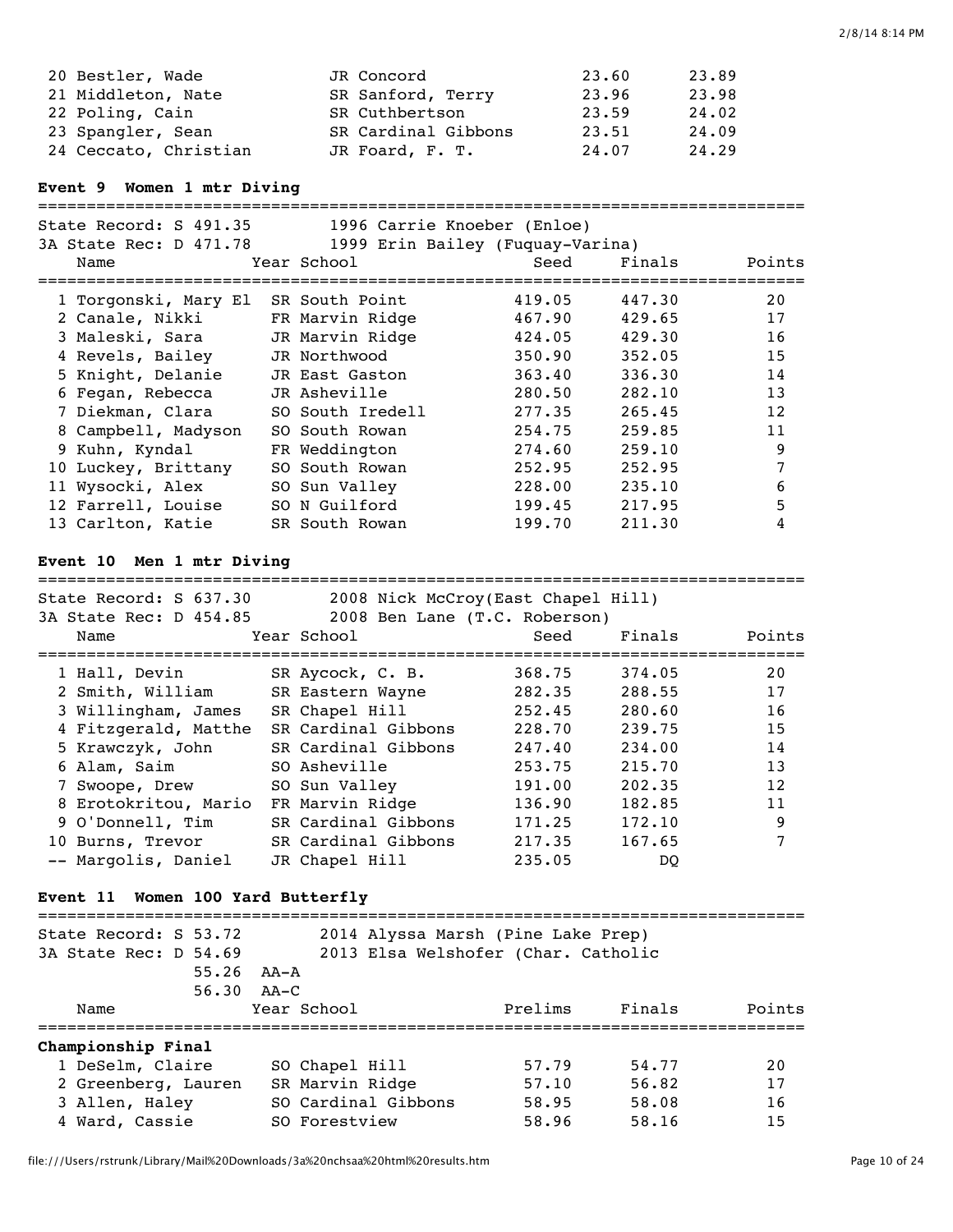| | Name | Year | School | Seed | Finals |
|---|---|---|---|---|---|
| 20 | Bestler, Wade | JR | Concord | 23.60 | 23.89 |
| 21 | Middleton, Nate | SR | Sanford, Terry | 23.96 | 23.98 |
| 22 | Poling, Cain | SR | Cuthbertson | 23.59 | 24.02 |
| 23 | Spangler, Sean | SR | Cardinal Gibbons | 23.51 | 24.09 |
| 24 | Ceccato, Christian | JR | Foard, F. T. | 24.07 | 24.29 |

**Event 9 Women 1 mtr Diving**

State Record: S 491.35 — 1996 Carrie Knoeber (Enloe)
3A State Rec: D 471.78 — 1999 Erin Bailey (Fuquay-Varina)

| | Name | Year | School | Seed | Finals | Points |
|---|---|---|---|---|---|---|
| 1 | Torgonski, Mary El | SR | South Point | 419.05 | 447.30 | 20 |
| 2 | Canale, Nikki | FR | Marvin Ridge | 467.90 | 429.65 | 17 |
| 3 | Maleski, Sara | JR | Marvin Ridge | 424.05 | 429.30 | 16 |
| 4 | Revels, Bailey | JR | Northwood | 350.90 | 352.05 | 15 |
| 5 | Knight, Delanie | JR | East Gaston | 363.40 | 336.30 | 14 |
| 6 | Fegan, Rebecca | JR | Asheville | 280.50 | 282.10 | 13 |
| 7 | Diekman, Clara | SO | South Iredell | 277.35 | 265.45 | 12 |
| 8 | Campbell, Madyson | SO | South Rowan | 254.75 | 259.85 | 11 |
| 9 | Kuhn, Kyndal | FR | Weddington | 274.60 | 259.10 | 9 |
| 10 | Luckey, Brittany | SO | South Rowan | 252.95 | 252.95 | 7 |
| 11 | Wysocki, Alex | SO | Sun Valley | 228.00 | 235.10 | 6 |
| 12 | Farrell, Louise | SO | N Guilford | 199.45 | 217.95 | 5 |
| 13 | Carlton, Katie | SR | South Rowan | 199.70 | 211.30 | 4 |

**Event 10 Men 1 mtr Diving**

State Record: S 637.30 — 2008 Nick McCroy(East Chapel Hill)
3A State Rec: D 454.85 — 2008 Ben Lane (T.C. Roberson)

| | Name | Year | School | Seed | Finals | Points |
|---|---|---|---|---|---|---|
| 1 | Hall, Devin | SR | Aycock, C. B. | 368.75 | 374.05 | 20 |
| 2 | Smith, William | SR | Eastern Wayne | 282.35 | 288.55 | 17 |
| 3 | Willingham, James | SR | Chapel Hill | 252.45 | 280.60 | 16 |
| 4 | Fitzgerald, Matthe | SR | Cardinal Gibbons | 228.70 | 239.75 | 15 |
| 5 | Krawczyk, John | SR | Cardinal Gibbons | 247.40 | 234.00 | 14 |
| 6 | Alam, Saim | SO | Asheville | 253.75 | 215.70 | 13 |
| 7 | Swoope, Drew | SO | Sun Valley | 191.00 | 202.35 | 12 |
| 8 | Erotokritou, Mario | FR | Marvin Ridge | 136.90 | 182.85 | 11 |
| 9 | O'Donnell, Tim | SR | Cardinal Gibbons | 171.25 | 172.10 | 9 |
| 10 | Burns, Trevor | SR | Cardinal Gibbons | 217.35 | 167.65 | 7 |
| -- | Margolis, Daniel | JR | Chapel Hill | 235.05 | DQ | |

**Event 11 Women 100 Yard Butterfly**

State Record: S 53.72 — 2014 Alyssa Marsh (Pine Lake Prep)
3A State Rec: D 54.69 — 2013 Elsa Welshofer (Char. Catholic
55.26 AA-A
56.30 AA-C

**Championship Final**

| | Name | Year | School | Prelims | Finals | Points |
|---|---|---|---|---|---|---|
| 1 | DeSelm, Claire | SO | Chapel Hill | 57.79 | 54.77 | 20 |
| 2 | Greenberg, Lauren | SR | Marvin Ridge | 57.10 | 56.82 | 17 |
| 3 | Allen, Haley | SO | Cardinal Gibbons | 58.95 | 58.08 | 16 |
| 4 | Ward, Cassie | SO | Forestview | 58.96 | 58.16 | 15 |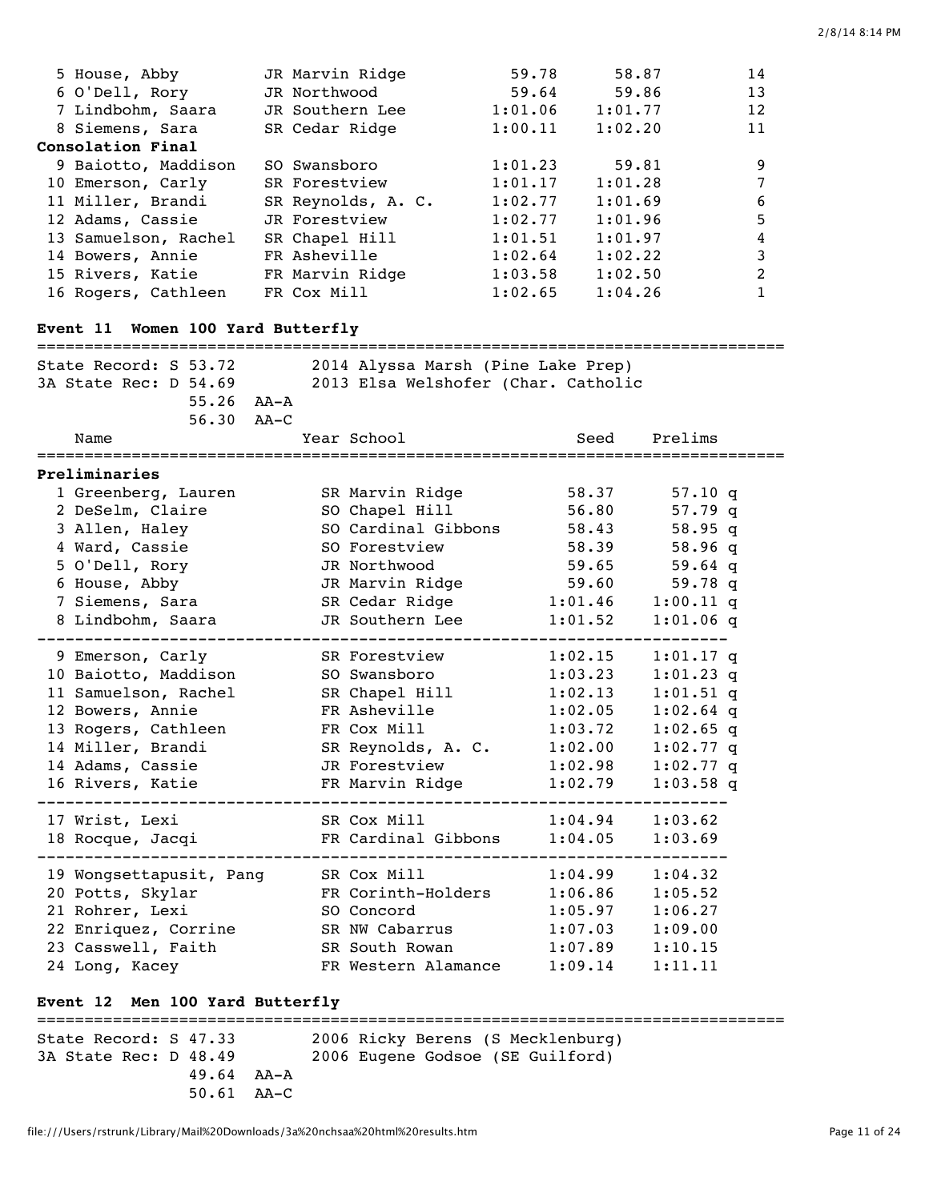| | Name | Year School | Prelims | Finals | Points |
|---|---|---|---|---|---|
| 5 | House, Abby | JR Marvin Ridge | 59.78 | 58.87 | 14 |
| 6 | O'Dell, Rory | JR Northwood | 59.64 | 59.86 | 13 |
| 7 | Lindbohm, Saara | JR Southern Lee | 1:01.06 | 1:01.77 | 12 |
| 8 | Siemens, Sara | SR Cedar Ridge | 1:00.11 | 1:02.20 | 11 |

**Consolation Final**

| | Name | Year School | Prelims | Finals | Points |
|---|---|---|---|---|---|
| 9 | Baiotto, Maddison | SO Swansboro | 1:01.23 | 59.81 | 9 |
| 10 | Emerson, Carly | SR Forestview | 1:01.17 | 1:01.28 | 7 |
| 11 | Miller, Brandi | SR Reynolds, A. C. | 1:02.77 | 1:01.69 | 6 |
| 12 | Adams, Cassie | JR Forestview | 1:02.77 | 1:01.96 | 5 |
| 13 | Samuelson, Rachel | SR Chapel Hill | 1:01.51 | 1:01.97 | 4 |
| 14 | Bowers, Annie | FR Asheville | 1:02.64 | 1:02.22 | 3 |
| 15 | Rivers, Katie | FR Marvin Ridge | 1:03.58 | 1:02.50 | 2 |
| 16 | Rogers, Cathleen | FR Cox Mill | 1:02.65 | 1:04.26 | 1 |

**Event 11 Women 100 Yard Butterfly**

State Record: S 53.72 — 2014 Alyssa Marsh (Pine Lake Prep)
3A State Rec: D 54.69 — 2013 Elsa Welshofer (Char. Catholic
55.26 AA-A
56.30 AA-C

**Preliminaries**

| | Name | Year School | Seed | Prelims |
|---|---|---|---|---|
| 1 | Greenberg, Lauren | SR Marvin Ridge | 58.37 | 57.10 q |
| 2 | DeSelm, Claire | SO Chapel Hill | 56.80 | 57.79 q |
| 3 | Allen, Haley | SO Cardinal Gibbons | 58.43 | 58.95 q |
| 4 | Ward, Cassie | SO Forestview | 58.39 | 58.96 q |
| 5 | O'Dell, Rory | JR Northwood | 59.65 | 59.64 q |
| 6 | House, Abby | JR Marvin Ridge | 59.60 | 59.78 q |
| 7 | Siemens, Sara | SR Cedar Ridge | 1:01.46 | 1:00.11 q |
| 8 | Lindbohm, Saara | JR Southern Lee | 1:01.52 | 1:01.06 q |
| 9 | Emerson, Carly | SR Forestview | 1:02.15 | 1:01.17 q |
| 10 | Baiotto, Maddison | SO Swansboro | 1:03.23 | 1:01.23 q |
| 11 | Samuelson, Rachel | SR Chapel Hill | 1:02.13 | 1:01.51 q |
| 12 | Bowers, Annie | FR Asheville | 1:02.05 | 1:02.64 q |
| 13 | Rogers, Cathleen | FR Cox Mill | 1:03.72 | 1:02.65 q |
| 14 | Miller, Brandi | SR Reynolds, A. C. | 1:02.00 | 1:02.77 q |
| 14 | Adams, Cassie | JR Forestview | 1:02.98 | 1:02.77 q |
| 16 | Rivers, Katie | FR Marvin Ridge | 1:02.79 | 1:03.58 q |
| 17 | Wrist, Lexi | SR Cox Mill | 1:04.94 | 1:03.62 |
| 18 | Rocque, Jacqi | FR Cardinal Gibbons | 1:04.05 | 1:03.69 |
| 19 | Wongsettapusit, Pang | SR Cox Mill | 1:04.99 | 1:04.32 |
| 20 | Potts, Skylar | FR Corinth-Holders | 1:06.86 | 1:05.52 |
| 21 | Rohrer, Lexi | SO Concord | 1:05.97 | 1:06.27 |
| 22 | Enriquez, Corrine | SR NW Cabarrus | 1:07.03 | 1:09.00 |
| 23 | Casswell, Faith | SR South Rowan | 1:07.89 | 1:10.15 |
| 24 | Long, Kacey | FR Western Alamance | 1:09.14 | 1:11.11 |

**Event 12 Men 100 Yard Butterfly**

State Record: S 47.33 — 2006 Ricky Berens (S Mecklenburg)
3A State Rec: D 48.49 — 2006 Eugene Godsoe (SE Guilford)
49.64 AA-A
50.61 AA-C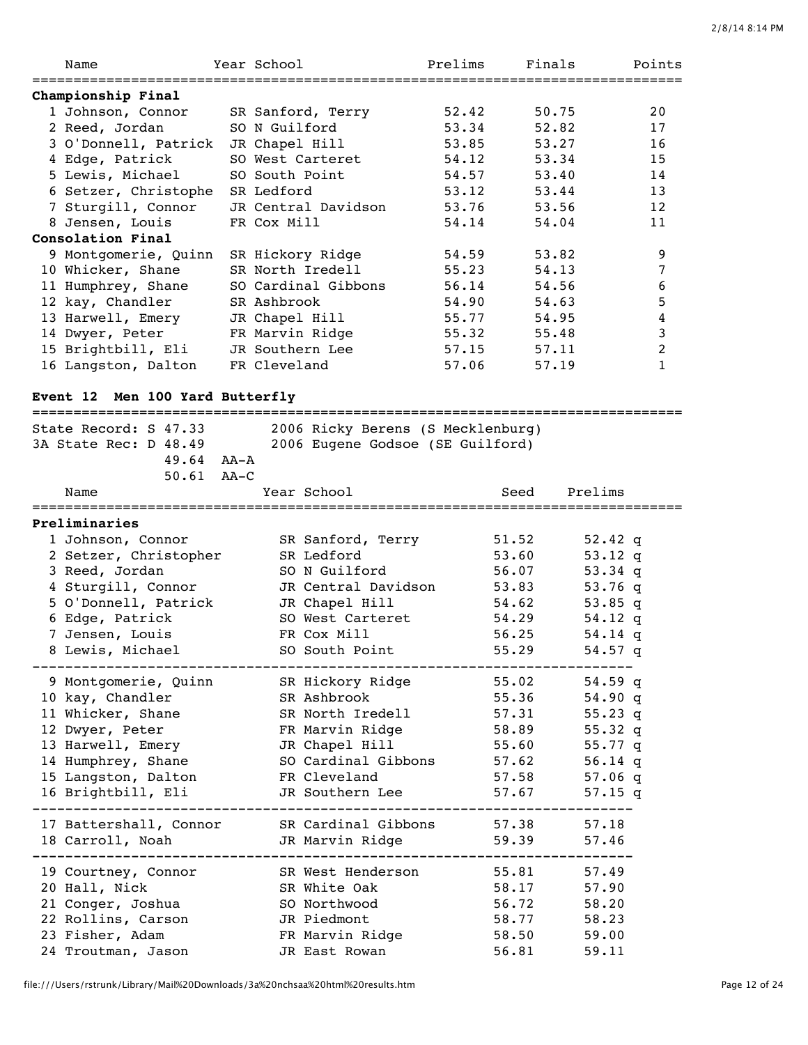| Name | Year | School | Prelims | Finals | Points |
|---|---|---|---|---|---|
| **Championship Final** | | | | | |
| 1 Johnson, Connor | SR | Sanford, Terry | 52.42 | 50.75 | 20 |
| 2 Reed, Jordan | SO | N Guilford | 53.34 | 52.82 | 17 |
| 3 O'Donnell, Patrick | JR | Chapel Hill | 53.85 | 53.27 | 16 |
| 4 Edge, Patrick | SO | West Carteret | 54.12 | 53.34 | 15 |
| 5 Lewis, Michael | SO | South Point | 54.57 | 53.40 | 14 |
| 6 Setzer, Christophe | SR | Ledford | 53.12 | 53.44 | 13 |
| 7 Sturgill, Connor | JR | Central Davidson | 53.76 | 53.56 | 12 |
| 8 Jensen, Louis | FR | Cox Mill | 54.14 | 54.04 | 11 |
| **Consolation Final** | | | | | |
| 9 Montgomerie, Quinn | SR | Hickory Ridge | 54.59 | 53.82 | 9 |
| 10 Whicker, Shane | SR | North Iredell | 55.23 | 54.13 | 7 |
| 11 Humphrey, Shane | SO | Cardinal Gibbons | 56.14 | 54.56 | 6 |
| 12 kay, Chandler | SR | Ashbrook | 54.90 | 54.63 | 5 |
| 13 Harwell, Emery | JR | Chapel Hill | 55.77 | 54.95 | 4 |
| 14 Dwyer, Peter | FR | Marvin Ridge | 55.32 | 55.48 | 3 |
| 15 Brightbill, Eli | JR | Southern Lee | 57.15 | 57.11 | 2 |
| 16 Langston, Dalton | FR | Cleveland | 57.06 | 57.19 | 1 |

## Event 12 Men 100 Yard Butterfly

State Record: S 47.33 — 2006 Ricky Berens (S Mecklenburg)
3A State Rec: D 48.49 — 2006 Eugene Godsoe (SE Guilford)
49.64 AA-A
50.61 AA-C

| Name | Year | School | Seed | Prelims |
|---|---|---|---|---|
| **Preliminaries** | | | | |
| 1 Johnson, Connor | SR | Sanford, Terry | 51.52 | 52.42 q |
| 2 Setzer, Christopher | SR | Ledford | 53.60 | 53.12 q |
| 3 Reed, Jordan | SO | N Guilford | 56.07 | 53.34 q |
| 4 Sturgill, Connor | JR | Central Davidson | 53.83 | 53.76 q |
| 5 O'Donnell, Patrick | JR | Chapel Hill | 54.62 | 53.85 q |
| 6 Edge, Patrick | SO | West Carteret | 54.29 | 54.12 q |
| 7 Jensen, Louis | FR | Cox Mill | 56.25 | 54.14 q |
| 8 Lewis, Michael | SO | South Point | 55.29 | 54.57 q |
| 9 Montgomerie, Quinn | SR | Hickory Ridge | 55.02 | 54.59 q |
| 10 kay, Chandler | SR | Ashbrook | 55.36 | 54.90 q |
| 11 Whicker, Shane | SR | North Iredell | 57.31 | 55.23 q |
| 12 Dwyer, Peter | FR | Marvin Ridge | 58.89 | 55.32 q |
| 13 Harwell, Emery | JR | Chapel Hill | 55.60 | 55.77 q |
| 14 Humphrey, Shane | SO | Cardinal Gibbons | 57.62 | 56.14 q |
| 15 Langston, Dalton | FR | Cleveland | 57.58 | 57.06 q |
| 16 Brightbill, Eli | JR | Southern Lee | 57.67 | 57.15 q |
| 17 Battershall, Connor | SR | Cardinal Gibbons | 57.38 | 57.18 |
| 18 Carroll, Noah | JR | Marvin Ridge | 59.39 | 57.46 |
| 19 Courtney, Connor | SR | West Henderson | 55.81 | 57.49 |
| 20 Hall, Nick | SR | White Oak | 58.17 | 57.90 |
| 21 Conger, Joshua | SO | Northwood | 56.72 | 58.20 |
| 22 Rollins, Carson | JR | Piedmont | 58.77 | 58.23 |
| 23 Fisher, Adam | FR | Marvin Ridge | 58.50 | 59.00 |
| 24 Troutman, Jason | JR | East Rowan | 56.81 | 59.11 |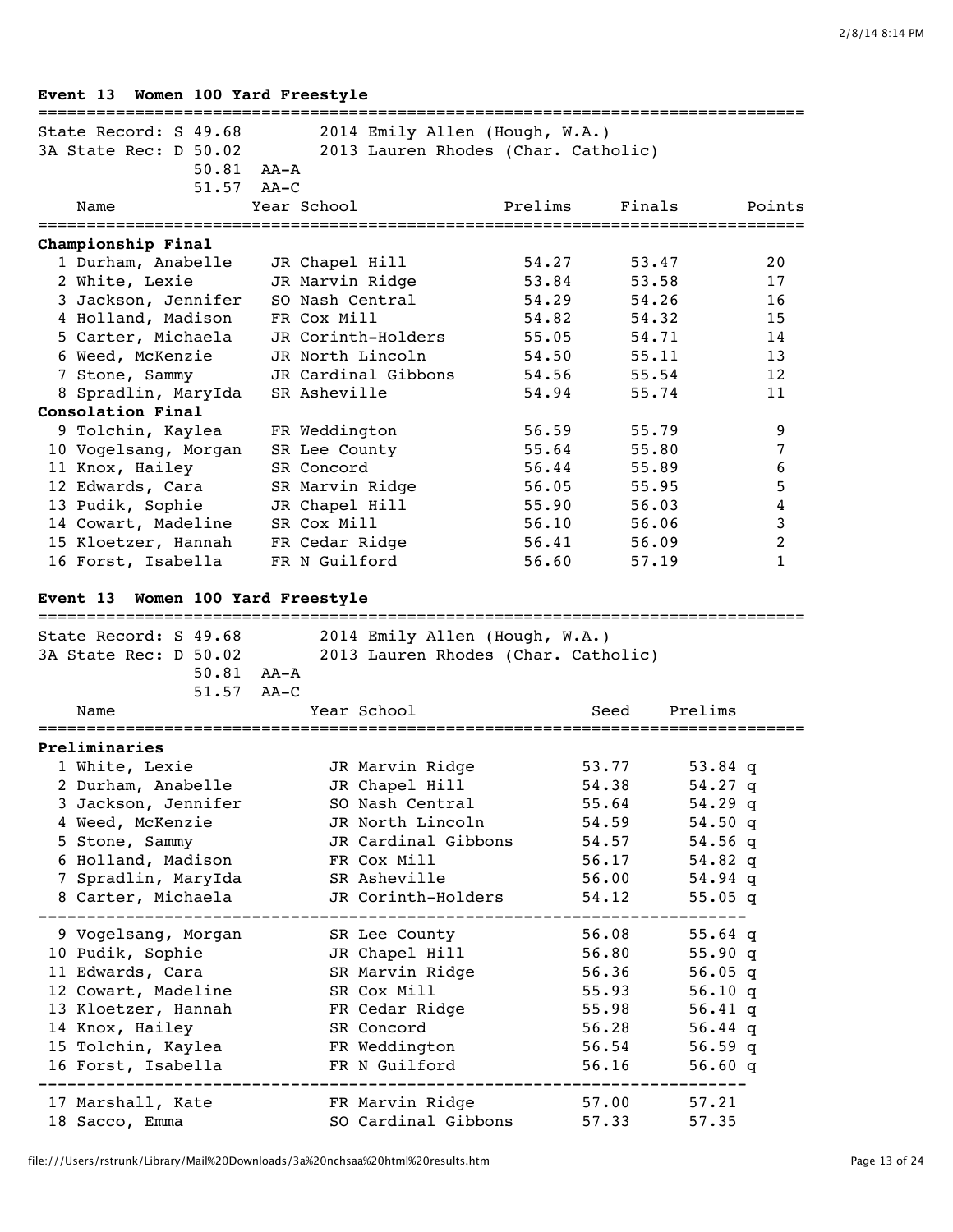**Event 13 Women 100 Yard Freestyle**

State Record: S 49.68 — 2014 Emily Allen (Hough, W.A.)
3A State Rec: D 50.02 — 2013 Lauren Rhodes (Char. Catholic)
50.81 AA-A
51.57 AA-C

| Name | Year | School | Prelims | Finals | Points |
|---|---|---|---|---|---|
| **Championship Final** | | | | | |
| 1 Durham, Anabelle | JR | Chapel Hill | 54.27 | 53.47 | 20 |
| 2 White, Lexie | JR | Marvin Ridge | 53.84 | 53.58 | 17 |
| 3 Jackson, Jennifer | SO | Nash Central | 54.29 | 54.26 | 16 |
| 4 Holland, Madison | FR | Cox Mill | 54.82 | 54.32 | 15 |
| 5 Carter, Michaela | JR | Corinth-Holders | 55.05 | 54.71 | 14 |
| 6 Weed, McKenzie | JR | North Lincoln | 54.50 | 55.11 | 13 |
| 7 Stone, Sammy | JR | Cardinal Gibbons | 54.56 | 55.54 | 12 |
| 8 Spradlin, MaryIda | SR | Asheville | 54.94 | 55.74 | 11 |
| **Consolation Final** | | | | | |
| 9 Tolchin, Kaylea | FR | Weddington | 56.59 | 55.79 | 9 |
| 10 Vogelsang, Morgan | SR | Lee County | 55.64 | 55.80 | 7 |
| 11 Knox, Hailey | SR | Concord | 56.44 | 55.89 | 6 |
| 12 Edwards, Cara | SR | Marvin Ridge | 56.05 | 55.95 | 5 |
| 13 Pudik, Sophie | JR | Chapel Hill | 55.90 | 56.03 | 4 |
| 14 Cowart, Madeline | SR | Cox Mill | 56.10 | 56.06 | 3 |
| 15 Kloetzer, Hannah | FR | Cedar Ridge | 56.41 | 56.09 | 2 |
| 16 Forst, Isabella | FR | N Guilford | 56.60 | 57.19 | 1 |

**Event 13 Women 100 Yard Freestyle**

State Record: S 49.68 — 2014 Emily Allen (Hough, W.A.)
3A State Rec: D 50.02 — 2013 Lauren Rhodes (Char. Catholic)
50.81 AA-A
51.57 AA-C

| Name | Year | School | Seed | Prelims |
|---|---|---|---|---|
| **Preliminaries** | | | | |
| 1 White, Lexie | JR | Marvin Ridge | 53.77 | 53.84 q |
| 2 Durham, Anabelle | JR | Chapel Hill | 54.38 | 54.27 q |
| 3 Jackson, Jennifer | SO | Nash Central | 55.64 | 54.29 q |
| 4 Weed, McKenzie | JR | North Lincoln | 54.59 | 54.50 q |
| 5 Stone, Sammy | JR | Cardinal Gibbons | 54.57 | 54.56 q |
| 6 Holland, Madison | FR | Cox Mill | 56.17 | 54.82 q |
| 7 Spradlin, MaryIda | SR | Asheville | 56.00 | 54.94 q |
| 8 Carter, Michaela | JR | Corinth-Holders | 54.12 | 55.05 q |
| 9 Vogelsang, Morgan | SR | Lee County | 56.08 | 55.64 q |
| 10 Pudik, Sophie | JR | Chapel Hill | 56.80 | 55.90 q |
| 11 Edwards, Cara | SR | Marvin Ridge | 56.36 | 56.05 q |
| 12 Cowart, Madeline | SR | Cox Mill | 55.93 | 56.10 q |
| 13 Kloetzer, Hannah | FR | Cedar Ridge | 55.98 | 56.41 q |
| 14 Knox, Hailey | SR | Concord | 56.28 | 56.44 q |
| 15 Tolchin, Kaylea | FR | Weddington | 56.54 | 56.59 q |
| 16 Forst, Isabella | FR | N Guilford | 56.16 | 56.60 q |
| 17 Marshall, Kate | FR | Marvin Ridge | 57.00 | 57.21 |
| 18 Sacco, Emma | SO | Cardinal Gibbons | 57.33 | 57.35 |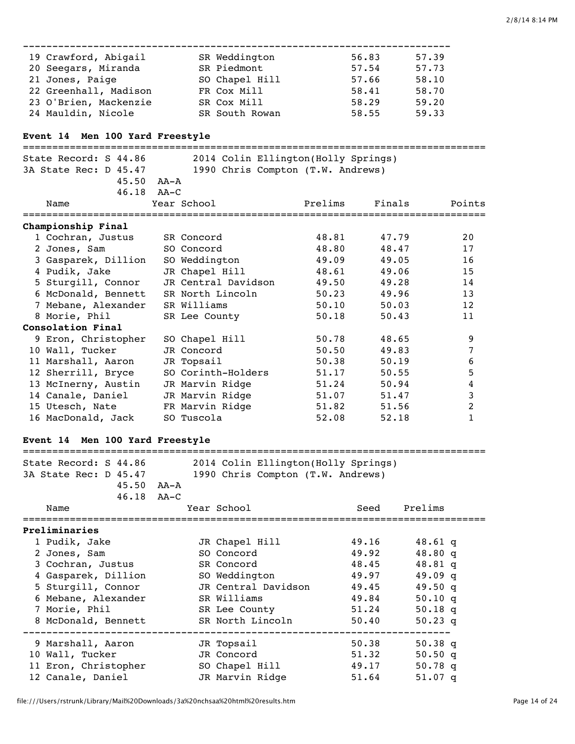| | Name | Year | School | Prelims | Finals |
|---|---|---|---|---|---|
| 19 | Crawford, Abigail | SR | Weddington | 56.83 | 57.39 |
| 20 | Seegars, Miranda | SR | Piedmont | 57.54 | 57.73 |
| 21 | Jones, Paige | SO | Chapel Hill | 57.66 | 58.10 |
| 22 | Greenhall, Madison | FR | Cox Mill | 58.41 | 58.70 |
| 23 | O'Brien, Mackenzie | SR | Cox Mill | 58.29 | 59.20 |
| 24 | Mauldin, Nicole | SR | South Rowan | 58.55 | 59.33 |

### Event 14 Men 100 Yard Freestyle

State Record: S 44.86 2014 Colin Ellington(Holly Springs)
3A State Rec: D 45.47 1990 Chris Compton (T.W. Andrews)
45.50 AA-A
46.18 AA-C

| | Name | Year | School | Prelims | Finals | Points |
|---|---|---|---|---|---|---|
| **Championship Final** | | | | | | |
| 1 | Cochran, Justus | SR | Concord | 48.81 | 47.79 | 20 |
| 2 | Jones, Sam | SO | Concord | 48.80 | 48.47 | 17 |
| 3 | Gasparek, Dillion | SO | Weddington | 49.09 | 49.05 | 16 |
| 4 | Pudik, Jake | JR | Chapel Hill | 48.61 | 49.06 | 15 |
| 5 | Sturgill, Connor | JR | Central Davidson | 49.50 | 49.28 | 14 |
| 6 | McDonald, Bennett | SR | North Lincoln | 50.23 | 49.96 | 13 |
| 7 | Mebane, Alexander | SR | Williams | 50.10 | 50.03 | 12 |
| 8 | Morie, Phil | SR | Lee County | 50.18 | 50.43 | 11 |
| **Consolation Final** | | | | | | |
| 9 | Eron, Christopher | SO | Chapel Hill | 50.78 | 48.65 | 9 |
| 10 | Wall, Tucker | JR | Concord | 50.50 | 49.83 | 7 |
| 11 | Marshall, Aaron | JR | Topsail | 50.38 | 50.19 | 6 |
| 12 | Sherrill, Bryce | SO | Corinth-Holders | 51.17 | 50.55 | 5 |
| 13 | McInerny, Austin | JR | Marvin Ridge | 51.24 | 50.94 | 4 |
| 14 | Canale, Daniel | JR | Marvin Ridge | 51.07 | 51.47 | 3 |
| 15 | Utesch, Nate | FR | Marvin Ridge | 51.82 | 51.56 | 2 |
| 16 | MacDonald, Jack | SO | Tuscola | 52.08 | 52.18 | 1 |

### Event 14 Men 100 Yard Freestyle

State Record: S 44.86 2014 Colin Ellington(Holly Springs)
3A State Rec: D 45.47 1990 Chris Compton (T.W. Andrews)
45.50 AA-A
46.18 AA-C

| | Name | Year | School | Seed | Prelims |
|---|---|---|---|---|---|
| **Preliminaries** | | | | | |
| 1 | Pudik, Jake | JR | Chapel Hill | 49.16 | 48.61 q |
| 2 | Jones, Sam | SO | Concord | 49.92 | 48.80 q |
| 3 | Cochran, Justus | SR | Concord | 48.45 | 48.81 q |
| 4 | Gasparek, Dillion | SO | Weddington | 49.97 | 49.09 q |
| 5 | Sturgill, Connor | JR | Central Davidson | 49.45 | 49.50 q |
| 6 | Mebane, Alexander | SR | Williams | 49.84 | 50.10 q |
| 7 | Morie, Phil | SR | Lee County | 51.24 | 50.18 q |
| 8 | McDonald, Bennett | SR | North Lincoln | 50.40 | 50.23 q |
| 9 | Marshall, Aaron | JR | Topsail | 50.38 | 50.38 q |
| 10 | Wall, Tucker | JR | Concord | 51.32 | 50.50 q |
| 11 | Eron, Christopher | SO | Chapel Hill | 49.17 | 50.78 q |
| 12 | Canale, Daniel | JR | Marvin Ridge | 51.64 | 51.07 q |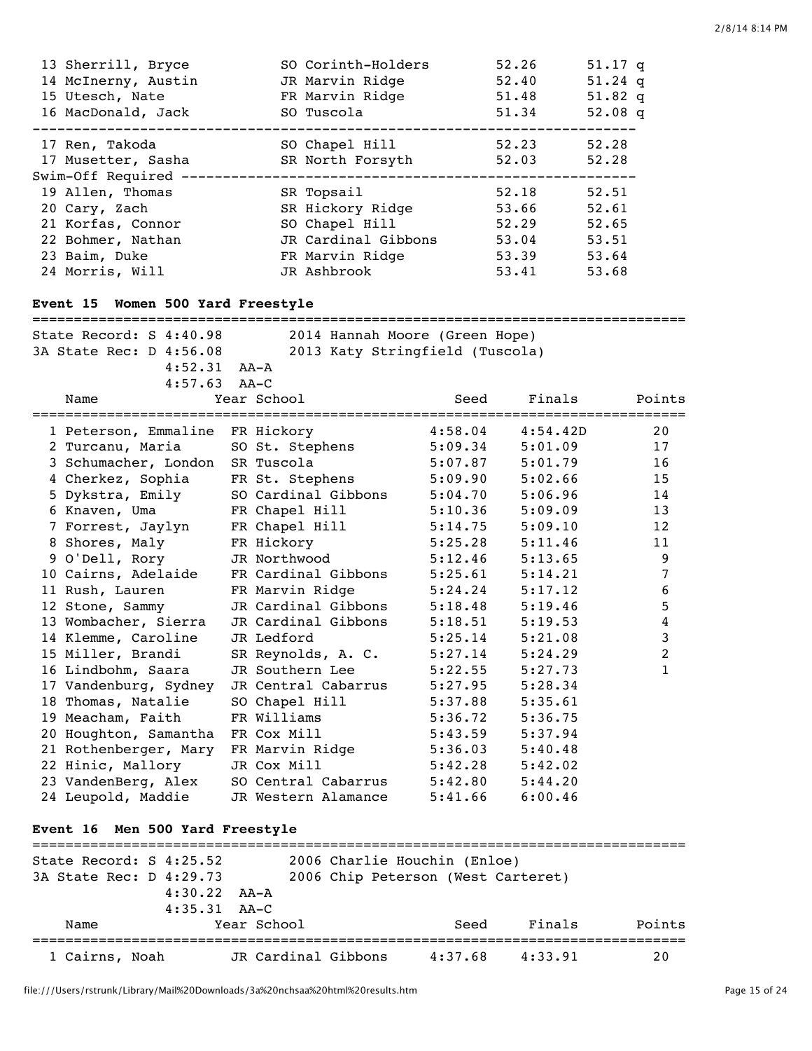| | Name | Year | School | Seed | Finals |
|---|---|---|---|---|---|
| 13 | Sherrill, Bryce | SO | Corinth-Holders | 52.26 | 51.17 q |
| 14 | McInerny, Austin | JR | Marvin Ridge | 52.40 | 51.24 q |
| 15 | Utesch, Nate | FR | Marvin Ridge | 51.48 | 51.82 q |
| 16 | MacDonald, Jack | SO | Tuscola | 51.34 | 52.08 q |
| 17 | Ren, Takoda | SO | Chapel Hill | 52.23 | 52.28 |
| 17 | Musetter, Sasha | SR | North Forsyth | 52.03 | 52.28 |
| Swim-Off Required | | | | | |
| 19 | Allen, Thomas | SR | Topsail | 52.18 | 52.51 |
| 20 | Cary, Zach | SR | Hickory Ridge | 53.66 | 52.61 |
| 21 | Korfas, Connor | SO | Chapel Hill | 52.29 | 52.65 |
| 22 | Bohmer, Nathan | JR | Cardinal Gibbons | 53.04 | 53.51 |
| 23 | Baim, Duke | FR | Marvin Ridge | 53.39 | 53.64 |
| 24 | Morris, Will | JR | Ashbrook | 53.41 | 53.68 |

**Event 15 Women 500 Yard Freestyle**

State Record: S 4:40.98 — 2014 Hannah Moore (Green Hope)
3A State Rec: D 4:56.08 — 2013 Katy Stringfield (Tuscola)
4:52.31 AA-A
4:57.63 AA-C

| | Name | Year | School | Seed | Finals | Points |
|---|---|---|---|---|---|---|
| 1 | Peterson, Emmaline | FR | Hickory | 4:58.04 | 4:54.42D | 20 |
| 2 | Turcanu, Maria | SO | St. Stephens | 5:09.34 | 5:01.09 | 17 |
| 3 | Schumacher, London | SR | Tuscola | 5:07.87 | 5:01.79 | 16 |
| 4 | Cherkez, Sophia | FR | St. Stephens | 5:09.90 | 5:02.66 | 15 |
| 5 | Dykstra, Emily | SO | Cardinal Gibbons | 5:04.70 | 5:06.96 | 14 |
| 6 | Knaven, Uma | FR | Chapel Hill | 5:10.36 | 5:09.09 | 13 |
| 7 | Forrest, Jaylyn | FR | Chapel Hill | 5:14.75 | 5:09.10 | 12 |
| 8 | Shores, Maly | FR | Hickory | 5:25.28 | 5:11.46 | 11 |
| 9 | O'Dell, Rory | JR | Northwood | 5:12.46 | 5:13.65 | 9 |
| 10 | Cairns, Adelaide | FR | Cardinal Gibbons | 5:25.61 | 5:14.21 | 7 |
| 11 | Rush, Lauren | FR | Marvin Ridge | 5:24.24 | 5:17.12 | 6 |
| 12 | Stone, Sammy | JR | Cardinal Gibbons | 5:18.48 | 5:19.46 | 5 |
| 13 | Wombacher, Sierra | JR | Cardinal Gibbons | 5:18.51 | 5:19.53 | 4 |
| 14 | Klemme, Caroline | JR | Ledford | 5:25.14 | 5:21.08 | 3 |
| 15 | Miller, Brandi | SR | Reynolds, A. C. | 5:27.14 | 5:24.29 | 2 |
| 16 | Lindbohm, Saara | JR | Southern Lee | 5:22.55 | 5:27.73 | 1 |
| 17 | Vandenburg, Sydney | JR | Central Cabarrus | 5:27.95 | 5:28.34 | |
| 18 | Thomas, Natalie | SO | Chapel Hill | 5:37.88 | 5:35.61 | |
| 19 | Meacham, Faith | FR | Williams | 5:36.72 | 5:36.75 | |
| 20 | Houghton, Samantha | FR | Cox Mill | 5:43.59 | 5:37.94 | |
| 21 | Rothenberger, Mary | FR | Marvin Ridge | 5:36.03 | 5:40.48 | |
| 22 | Hinic, Mallory | JR | Cox Mill | 5:42.28 | 5:42.02 | |
| 23 | VandenBerg, Alex | SO | Central Cabarrus | 5:42.80 | 5:44.20 | |
| 24 | Leupold, Maddie | JR | Western Alamance | 5:41.66 | 6:00.46 | |

**Event 16 Men 500 Yard Freestyle**

State Record: S 4:25.52 — 2006 Charlie Houchin (Enloe)
3A State Rec: D 4:29.73 — 2006 Chip Peterson (West Carteret)
4:30.22 AA-A
4:35.31 AA-C

| | Name | Year | School | Seed | Finals | Points |
|---|---|---|---|---|---|---|
| 1 | Cairns, Noah | JR | Cardinal Gibbons | 4:37.68 | 4:33.91 | 20 |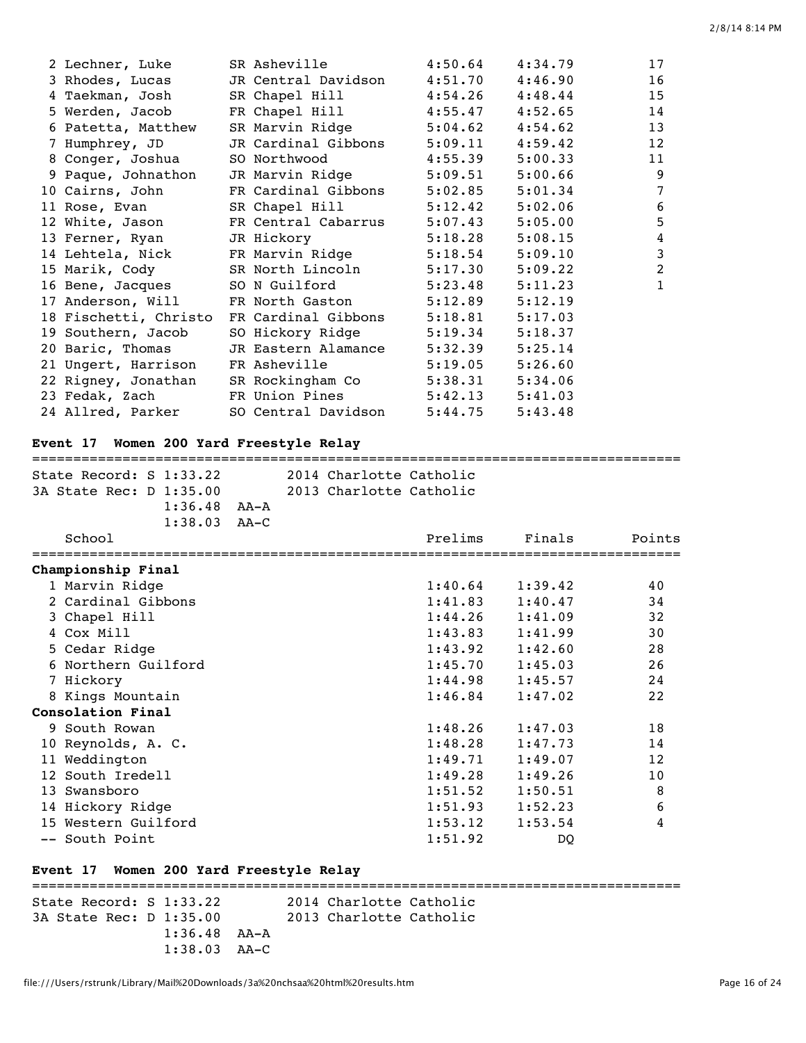| | Name | Yr | School | Prelims | Finals | Points |
|---|---|---|---|---|---|---|
| 2 | Lechner, Luke | SR | Asheville | 4:50.64 | 4:34.79 | 17 |
| 3 | Rhodes, Lucas | JR | Central Davidson | 4:51.70 | 4:46.90 | 16 |
| 4 | Taekman, Josh | SR | Chapel Hill | 4:54.26 | 4:48.44 | 15 |
| 5 | Werden, Jacob | FR | Chapel Hill | 4:55.47 | 4:52.65 | 14 |
| 6 | Patetta, Matthew | SR | Marvin Ridge | 5:04.62 | 4:54.62 | 13 |
| 7 | Humphrey, JD | JR | Cardinal Gibbons | 5:09.11 | 4:59.42 | 12 |
| 8 | Conger, Joshua | SO | Northwood | 4:55.39 | 5:00.33 | 11 |
| 9 | Paque, Johnathon | JR | Marvin Ridge | 5:09.51 | 5:00.66 | 9 |
| 10 | Cairns, John | FR | Cardinal Gibbons | 5:02.85 | 5:01.34 | 7 |
| 11 | Rose, Evan | SR | Chapel Hill | 5:12.42 | 5:02.06 | 6 |
| 12 | White, Jason | FR | Central Cabarrus | 5:07.43 | 5:05.00 | 5 |
| 13 | Ferner, Ryan | JR | Hickory | 5:18.28 | 5:08.15 | 4 |
| 14 | Lehtela, Nick | FR | Marvin Ridge | 5:18.54 | 5:09.10 | 3 |
| 15 | Marik, Cody | SR | North Lincoln | 5:17.30 | 5:09.22 | 2 |
| 16 | Bene, Jacques | SO | N Guilford | 5:23.48 | 5:11.23 | 1 |
| 17 | Anderson, Will | FR | North Gaston | 5:12.89 | 5:12.19 | |
| 18 | Fischetti, Christo | FR | Cardinal Gibbons | 5:18.81 | 5:17.03 | |
| 19 | Southern, Jacob | SO | Hickory Ridge | 5:19.34 | 5:18.37 | |
| 20 | Baric, Thomas | JR | Eastern Alamance | 5:32.39 | 5:25.14 | |
| 21 | Ungert, Harrison | FR | Asheville | 5:19.05 | 5:26.60 | |
| 22 | Rigney, Jonathan | SR | Rockingham Co | 5:38.31 | 5:34.06 | |
| 23 | Fedak, Zach | FR | Union Pines | 5:42.13 | 5:41.03 | |
| 24 | Allred, Parker | SO | Central Davidson | 5:44.75 | 5:43.48 | |

## Event 17 Women 200 Yard Freestyle Relay

State Record: S 1:33.22 2014 Charlotte Catholic
3A State Rec: D 1:35.00 2013 Charlotte Catholic
1:36.48 AA-A
1:38.03 AA-C

| | School | Prelims | Finals | Points |
|---|---|---|---|---|
| **Championship Final** | | | | |
| 1 | Marvin Ridge | 1:40.64 | 1:39.42 | 40 |
| 2 | Cardinal Gibbons | 1:41.83 | 1:40.47 | 34 |
| 3 | Chapel Hill | 1:44.26 | 1:41.09 | 32 |
| 4 | Cox Mill | 1:43.83 | 1:41.99 | 30 |
| 5 | Cedar Ridge | 1:43.92 | 1:42.60 | 28 |
| 6 | Northern Guilford | 1:45.70 | 1:45.03 | 26 |
| 7 | Hickory | 1:44.98 | 1:45.57 | 24 |
| 8 | Kings Mountain | 1:46.84 | 1:47.02 | 22 |
| **Consolation Final** | | | | |
| 9 | South Rowan | 1:48.26 | 1:47.03 | 18 |
| 10 | Reynolds, A. C. | 1:48.28 | 1:47.73 | 14 |
| 11 | Weddington | 1:49.71 | 1:49.07 | 12 |
| 12 | South Iredell | 1:49.28 | 1:49.26 | 10 |
| 13 | Swansboro | 1:51.52 | 1:50.51 | 8 |
| 14 | Hickory Ridge | 1:51.93 | 1:52.23 | 6 |
| 15 | Western Guilford | 1:53.12 | 1:53.54 | 4 |
| -- | South Point | 1:51.92 | DQ | |

## Event 17 Women 200 Yard Freestyle Relay

State Record: S 1:33.22 2014 Charlotte Catholic
3A State Rec: D 1:35.00 2013 Charlotte Catholic
1:36.48 AA-A
1:38.03 AA-C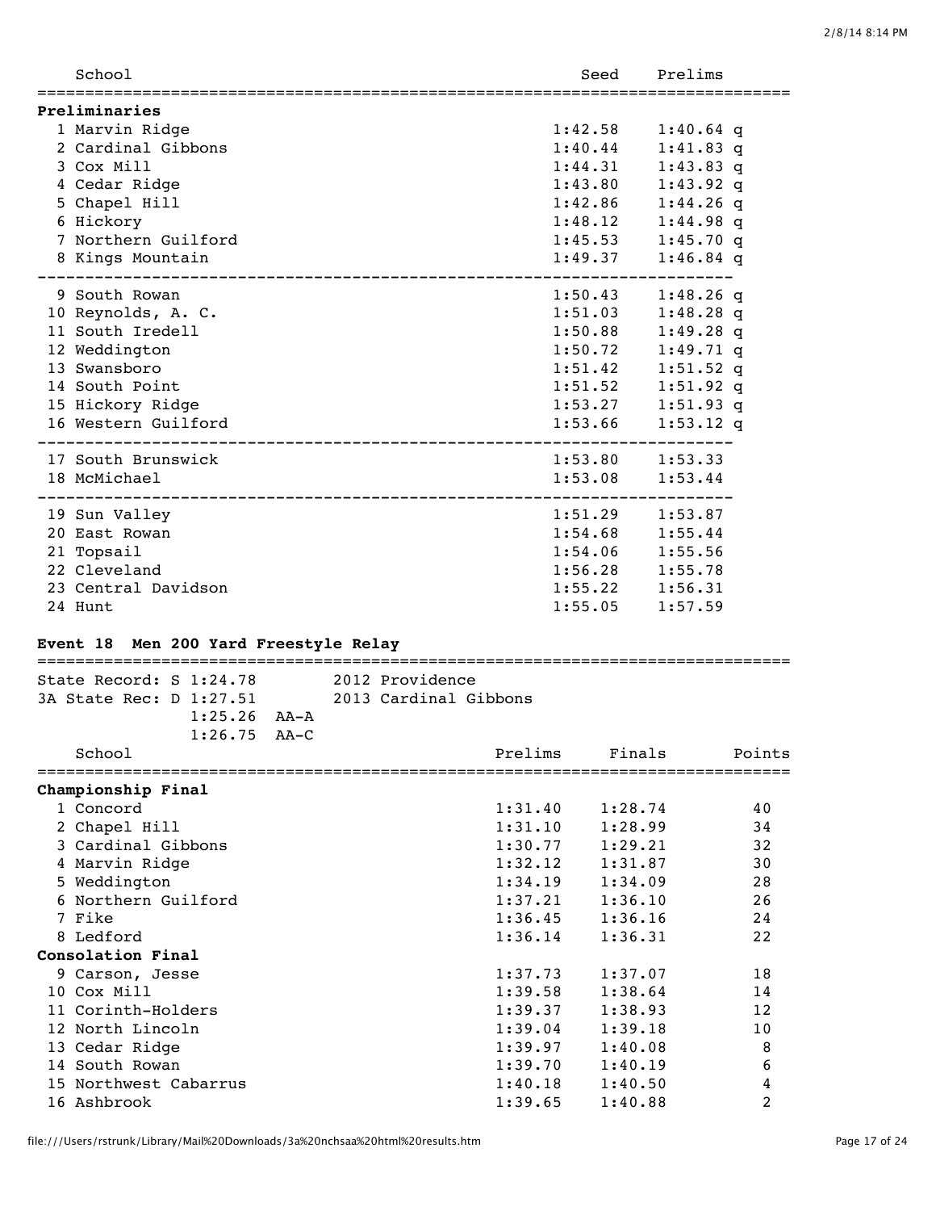| School | Seed | Prelims |
|---|---|---|
| **Preliminaries** | | |
| 1 Marvin Ridge | 1:42.58 | 1:40.64 q |
| 2 Cardinal Gibbons | 1:40.44 | 1:41.83 q |
| 3 Cox Mill | 1:44.31 | 1:43.83 q |
| 4 Cedar Ridge | 1:43.80 | 1:43.92 q |
| 5 Chapel Hill | 1:42.86 | 1:44.26 q |
| 6 Hickory | 1:48.12 | 1:44.98 q |
| 7 Northern Guilford | 1:45.53 | 1:45.70 q |
| 8 Kings Mountain | 1:49.37 | 1:46.84 q |
| 9 South Rowan | 1:50.43 | 1:48.26 q |
| 10 Reynolds, A. C. | 1:51.03 | 1:48.28 q |
| 11 South Iredell | 1:50.88 | 1:49.28 q |
| 12 Weddington | 1:50.72 | 1:49.71 q |
| 13 Swansboro | 1:51.42 | 1:51.52 q |
| 14 South Point | 1:51.52 | 1:51.92 q |
| 15 Hickory Ridge | 1:53.27 | 1:51.93 q |
| 16 Western Guilford | 1:53.66 | 1:53.12 q |
| 17 South Brunswick | 1:53.80 | 1:53.33 |
| 18 McMichael | 1:53.08 | 1:53.44 |
| 19 Sun Valley | 1:51.29 | 1:53.87 |
| 20 East Rowan | 1:54.68 | 1:55.44 |
| 21 Topsail | 1:54.06 | 1:55.56 |
| 22 Cleveland | 1:56.28 | 1:55.78 |
| 23 Central Davidson | 1:55.22 | 1:56.31 |
| 24 Hunt | 1:55.05 | 1:57.59 |

**Event 18 Men 200 Yard Freestyle Relay**

State Record: S 1:24.78 2012 Providence
3A State Rec: D 1:27.51 2013 Cardinal Gibbons
1:25.26 AA-A
1:26.75 AA-C

| School | Prelims | Finals | Points |
|---|---|---|---|
| **Championship Final** | | | |
| 1 Concord | 1:31.40 | 1:28.74 | 40 |
| 2 Chapel Hill | 1:31.10 | 1:28.99 | 34 |
| 3 Cardinal Gibbons | 1:30.77 | 1:29.21 | 32 |
| 4 Marvin Ridge | 1:32.12 | 1:31.87 | 30 |
| 5 Weddington | 1:34.19 | 1:34.09 | 28 |
| 6 Northern Guilford | 1:37.21 | 1:36.10 | 26 |
| 7 Fike | 1:36.45 | 1:36.16 | 24 |
| 8 Ledford | 1:36.14 | 1:36.31 | 22 |
| **Consolation Final** | | | |
| 9 Carson, Jesse | 1:37.73 | 1:37.07 | 18 |
| 10 Cox Mill | 1:39.58 | 1:38.64 | 14 |
| 11 Corinth-Holders | 1:39.37 | 1:38.93 | 12 |
| 12 North Lincoln | 1:39.04 | 1:39.18 | 10 |
| 13 Cedar Ridge | 1:39.97 | 1:40.08 | 8 |
| 14 South Rowan | 1:39.70 | 1:40.19 | 6 |
| 15 Northwest Cabarrus | 1:40.18 | 1:40.50 | 4 |
| 16 Ashbrook | 1:39.65 | 1:40.88 | 2 |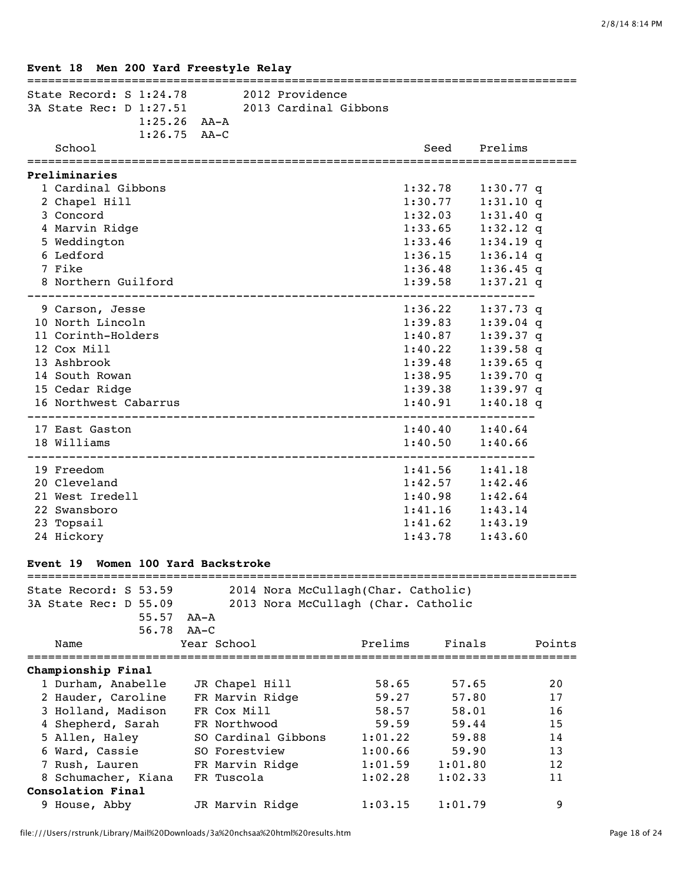### Event 18 Men 200 Yard Freestyle Relay

State Record: S 1:24.78 2012 Providence
3A State Rec: D 1:27.51 2013 Cardinal Gibbons
1:25.26 AA-A
1:26.75 AA-C

| | School | Seed | Prelims | |
|---|---|---|---|---|
| **Preliminaries** | | | | |
| 1 | Cardinal Gibbons | 1:32.78 | 1:30.77 | q |
| 2 | Chapel Hill | 1:30.77 | 1:31.10 | q |
| 3 | Concord | 1:32.03 | 1:31.40 | q |
| 4 | Marvin Ridge | 1:33.65 | 1:32.12 | q |
| 5 | Weddington | 1:33.46 | 1:34.19 | q |
| 6 | Ledford | 1:36.15 | 1:36.14 | q |
| 7 | Fike | 1:36.48 | 1:36.45 | q |
| 8 | Northern Guilford | 1:39.58 | 1:37.21 | q |
| 9 | Carson, Jesse | 1:36.22 | 1:37.73 | q |
| 10 | North Lincoln | 1:39.83 | 1:39.04 | q |
| 11 | Corinth-Holders | 1:40.87 | 1:39.37 | q |
| 12 | Cox Mill | 1:40.22 | 1:39.58 | q |
| 13 | Ashbrook | 1:39.48 | 1:39.65 | q |
| 14 | South Rowan | 1:38.95 | 1:39.70 | q |
| 15 | Cedar Ridge | 1:39.38 | 1:39.97 | q |
| 16 | Northwest Cabarrus | 1:40.91 | 1:40.18 | q |
| 17 | East Gaston | 1:40.40 | 1:40.64 | |
| 18 | Williams | 1:40.50 | 1:40.66 | |
| 19 | Freedom | 1:41.56 | 1:41.18 | |
| 20 | Cleveland | 1:42.57 | 1:42.46 | |
| 21 | West Iredell | 1:40.98 | 1:42.64 | |
| 22 | Swansboro | 1:41.16 | 1:43.14 | |
| 23 | Topsail | 1:41.62 | 1:43.19 | |
| 24 | Hickory | 1:43.78 | 1:43.60 | |

### Event 19 Women 100 Yard Backstroke

State Record: S 53.59 2014 Nora McCullagh(Char. Catholic)
3A State Rec: D 55.09 2013 Nora McCullagh (Char. Catholic
55.57 AA-A
56.78 AA-C

| | Name | Year | School | Prelims | Finals | Points |
|---|---|---|---|---|---|---|
| **Championship Final** | | | | | | |
| 1 | Durham, Anabelle | JR | Chapel Hill | 58.65 | 57.65 | 20 |
| 2 | Hauder, Caroline | FR | Marvin Ridge | 59.27 | 57.80 | 17 |
| 3 | Holland, Madison | FR | Cox Mill | 58.57 | 58.01 | 16 |
| 4 | Shepherd, Sarah | FR | Northwood | 59.59 | 59.44 | 15 |
| 5 | Allen, Haley | SO | Cardinal Gibbons | 1:01.22 | 59.88 | 14 |
| 6 | Ward, Cassie | SO | Forestview | 1:00.66 | 59.90 | 13 |
| 7 | Rush, Lauren | FR | Marvin Ridge | 1:01.59 | 1:01.80 | 12 |
| 8 | Schumacher, Kiana | FR | Tuscola | 1:02.28 | 1:02.33 | 11 |
| **Consolation Final** | | | | | | |
| 9 | House, Abby | JR | Marvin Ridge | 1:03.15 | 1:01.79 | 9 |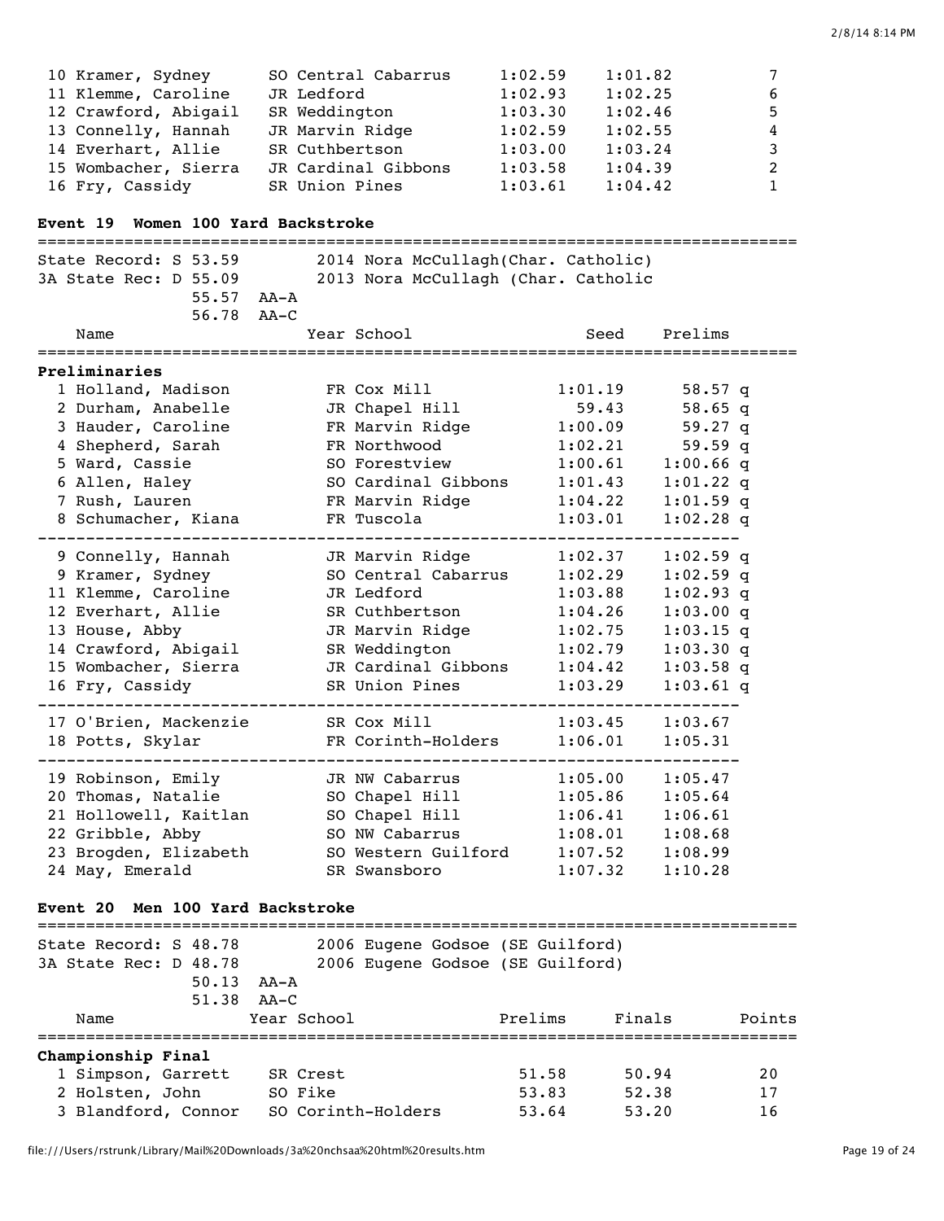| Name | Year | School | Prelims | Finals | Points |
|---|---|---|---|---|---|
| 10 Kramer, Sydney | SO | Central Cabarrus | 1:02.59 | 1:01.82 | 7 |
| 11 Klemme, Caroline | JR | Ledford | 1:02.93 | 1:02.25 | 6 |
| 12 Crawford, Abigail | SR | Weddington | 1:03.30 | 1:02.46 | 5 |
| 13 Connelly, Hannah | JR | Marvin Ridge | 1:02.59 | 1:02.55 | 4 |
| 14 Everhart, Allie | SR | Cuthbertson | 1:03.00 | 1:03.24 | 3 |
| 15 Wombacher, Sierra | JR | Cardinal Gibbons | 1:03.58 | 1:04.39 | 2 |
| 16 Fry, Cassidy | SR | Union Pines | 1:03.61 | 1:04.42 | 1 |

### Event 19 Women 100 Yard Backstroke

State Record: S 53.59 — 2014 Nora McCullagh(Char. Catholic)
3A State Rec: D 55.09 — 2013 Nora McCullagh (Char. Catholic
55.57 AA-A
56.78 AA-C

**Preliminaries**

| Name | Year | School | Seed | Prelims |
|---|---|---|---|---|
| 1 Holland, Madison | FR | Cox Mill | 1:01.19 | 58.57 q |
| 2 Durham, Anabelle | JR | Chapel Hill | 59.43 | 58.65 q |
| 3 Hauder, Caroline | FR | Marvin Ridge | 1:00.09 | 59.27 q |
| 4 Shepherd, Sarah | FR | Northwood | 1:02.21 | 59.59 q |
| 5 Ward, Cassie | SO | Forestview | 1:00.61 | 1:00.66 q |
| 6 Allen, Haley | SO | Cardinal Gibbons | 1:01.43 | 1:01.22 q |
| 7 Rush, Lauren | FR | Marvin Ridge | 1:04.22 | 1:01.59 q |
| 8 Schumacher, Kiana | FR | Tuscola | 1:03.01 | 1:02.28 q |
| 9 Connelly, Hannah | JR | Marvin Ridge | 1:02.37 | 1:02.59 q |
| 9 Kramer, Sydney | SO | Central Cabarrus | 1:02.29 | 1:02.59 q |
| 11 Klemme, Caroline | JR | Ledford | 1:03.88 | 1:02.93 q |
| 12 Everhart, Allie | SR | Cuthbertson | 1:04.26 | 1:03.00 q |
| 13 House, Abby | JR | Marvin Ridge | 1:02.75 | 1:03.15 q |
| 14 Crawford, Abigail | SR | Weddington | 1:02.79 | 1:03.30 q |
| 15 Wombacher, Sierra | JR | Cardinal Gibbons | 1:04.42 | 1:03.58 q |
| 16 Fry, Cassidy | SR | Union Pines | 1:03.29 | 1:03.61 q |
| 17 O'Brien, Mackenzie | SR | Cox Mill | 1:03.45 | 1:03.67 |
| 18 Potts, Skylar | FR | Corinth-Holders | 1:06.01 | 1:05.31 |
| 19 Robinson, Emily | JR | NW Cabarrus | 1:05.00 | 1:05.47 |
| 20 Thomas, Natalie | SO | Chapel Hill | 1:05.86 | 1:05.64 |
| 21 Hollowell, Kaitlan | SO | Chapel Hill | 1:06.41 | 1:06.61 |
| 22 Gribble, Abby | SO | NW Cabarrus | 1:08.01 | 1:08.68 |
| 23 Brogden, Elizabeth | SO | Western Guilford | 1:07.52 | 1:08.99 |
| 24 May, Emerald | SR | Swansboro | 1:07.32 | 1:10.28 |

### Event 20 Men 100 Yard Backstroke

State Record: S 48.78 — 2006 Eugene Godsoe (SE Guilford)
3A State Rec: D 48.78 — 2006 Eugene Godsoe (SE Guilford)
50.13 AA-A
51.38 AA-C

**Championship Final**

| Name | Year | School | Prelims | Finals | Points |
|---|---|---|---|---|---|
| 1 Simpson, Garrett | SR | Crest | 51.58 | 50.94 | 20 |
| 2 Holsten, John | SO | Fike | 53.83 | 52.38 | 17 |
| 3 Blandford, Connor | SO | Corinth-Holders | 53.64 | 53.20 | 16 |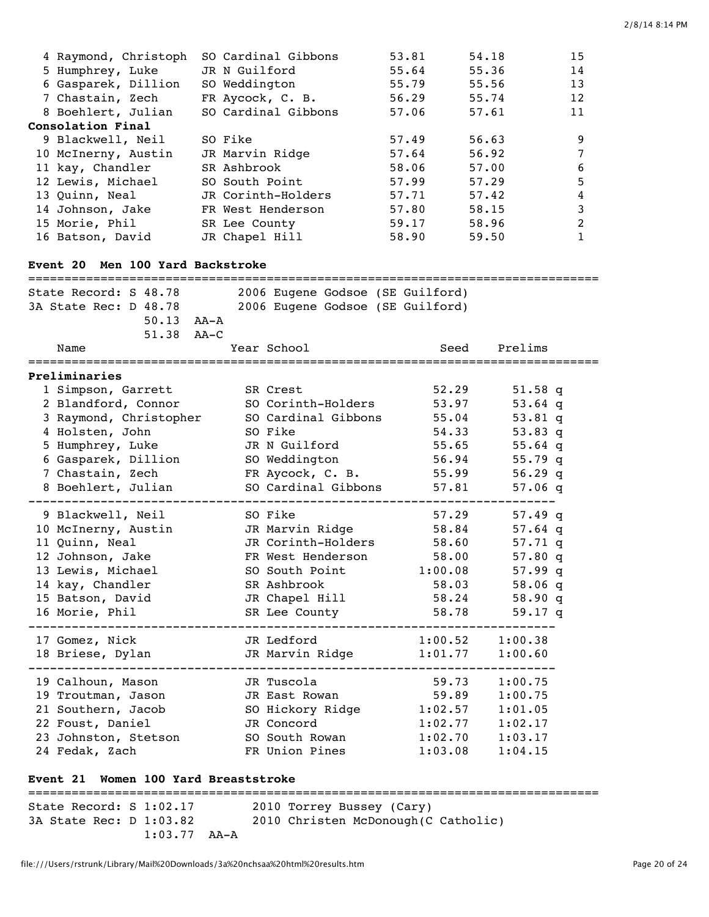| Place | Name | Year | School | Prelims | Finals | Points |
|---|---|---|---|---|---|---|
| 4 | Raymond, Christoph | SO | Cardinal Gibbons | 53.81 | 54.18 | 15 |
| 5 | Humphrey, Luke | JR | N Guilford | 55.64 | 55.36 | 14 |
| 6 | Gasparek, Dillion | SO | Weddington | 55.79 | 55.56 | 13 |
| 7 | Chastain, Zech | FR | Aycock, C. B. | 56.29 | 55.74 | 12 |
| 8 | Boehlert, Julian | SO | Cardinal Gibbons | 57.06 | 57.61 | 11 |
| **Consolation Final** | | | | | | |
| 9 | Blackwell, Neil | SO | Fike | 57.49 | 56.63 | 9 |
| 10 | McInerny, Austin | JR | Marvin Ridge | 57.64 | 56.92 | 7 |
| 11 | kay, Chandler | SR | Ashbrook | 58.06 | 57.00 | 6 |
| 12 | Lewis, Michael | SO | South Point | 57.99 | 57.29 | 5 |
| 13 | Quinn, Neal | JR | Corinth-Holders | 57.71 | 57.42 | 4 |
| 14 | Johnson, Jake | FR | West Henderson | 57.80 | 58.15 | 3 |
| 15 | Morie, Phil | SR | Lee County | 59.17 | 58.96 | 2 |
| 16 | Batson, David | JR | Chapel Hill | 58.90 | 59.50 | 1 |

## Event 20 Men 100 Yard Backstroke

State Record: S 48.78 — 2006 Eugene Godsoe (SE Guilford)
3A State Rec: D 48.78 — 2006 Eugene Godsoe (SE Guilford)
50.13 AA-A
51.38 AA-C

| Place | Name | Year | School | Seed | Prelims | |
|---|---|---|---|---|---|---|
| **Preliminaries** | | | | | | |
| 1 | Simpson, Garrett | SR | Crest | 52.29 | 51.58 | q |
| 2 | Blandford, Connor | SO | Corinth-Holders | 53.97 | 53.64 | q |
| 3 | Raymond, Christopher | SO | Cardinal Gibbons | 55.04 | 53.81 | q |
| 4 | Holsten, John | SO | Fike | 54.33 | 53.83 | q |
| 5 | Humphrey, Luke | JR | N Guilford | 55.65 | 55.64 | q |
| 6 | Gasparek, Dillion | SO | Weddington | 56.94 | 55.79 | q |
| 7 | Chastain, Zech | FR | Aycock, C. B. | 55.99 | 56.29 | q |
| 8 | Boehlert, Julian | SO | Cardinal Gibbons | 57.81 | 57.06 | q |
| 9 | Blackwell, Neil | SO | Fike | 57.29 | 57.49 | q |
| 10 | McInerny, Austin | JR | Marvin Ridge | 58.84 | 57.64 | q |
| 11 | Quinn, Neal | JR | Corinth-Holders | 58.60 | 57.71 | q |
| 12 | Johnson, Jake | FR | West Henderson | 58.00 | 57.80 | q |
| 13 | Lewis, Michael | SO | South Point | 1:00.08 | 57.99 | q |
| 14 | kay, Chandler | SR | Ashbrook | 58.03 | 58.06 | q |
| 15 | Batson, David | JR | Chapel Hill | 58.24 | 58.90 | q |
| 16 | Morie, Phil | SR | Lee County | 58.78 | 59.17 | q |
| 17 | Gomez, Nick | JR | Ledford | 1:00.52 | 1:00.38 | |
| 18 | Briese, Dylan | JR | Marvin Ridge | 1:01.77 | 1:00.60 | |
| 19 | Calhoun, Mason | JR | Tuscola | 59.73 | 1:00.75 | |
| 19 | Troutman, Jason | JR | East Rowan | 59.89 | 1:00.75 | |
| 21 | Southern, Jacob | SO | Hickory Ridge | 1:02.57 | 1:01.05 | |
| 22 | Foust, Daniel | JR | Concord | 1:02.77 | 1:02.17 | |
| 23 | Johnston, Stetson | SO | South Rowan | 1:02.70 | 1:03.17 | |
| 24 | Fedak, Zach | FR | Union Pines | 1:03.08 | 1:04.15 | |

## Event 21 Women 100 Yard Breaststroke

State Record: S 1:02.17 — 2010 Torrey Bussey (Cary)
3A State Rec: D 1:03.82 — 2010 Christen McDonough(C Catholic)
1:03.77 AA-A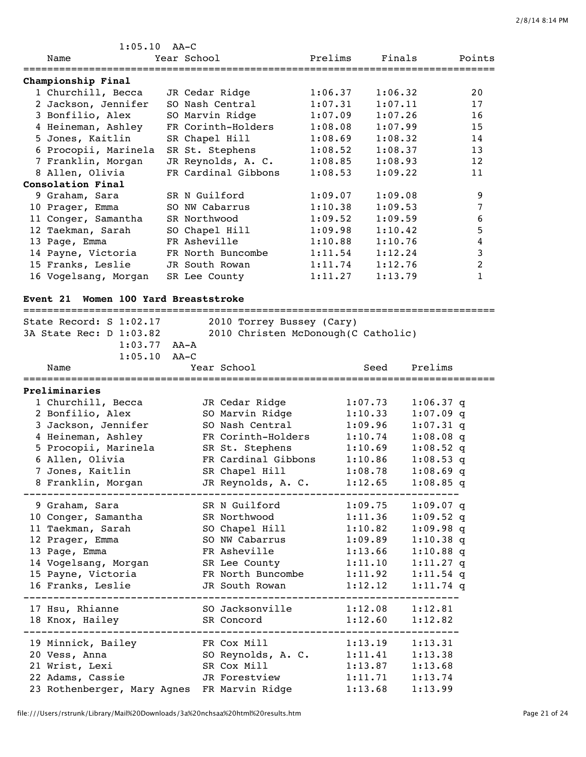1:05.10 AA-C

| Name | Year | School | Prelims | Finals | Points |
|---|---|---|---|---|---|
| **Championship Final** | | | | | |
| 1 Churchill, Becca | JR | Cedar Ridge | 1:06.37 | 1:06.32 | 20 |
| 2 Jackson, Jennifer | SO | Nash Central | 1:07.31 | 1:07.11 | 17 |
| 3 Bonfilio, Alex | SO | Marvin Ridge | 1:07.09 | 1:07.26 | 16 |
| 4 Heineman, Ashley | FR | Corinth-Holders | 1:08.08 | 1:07.99 | 15 |
| 5 Jones, Kaitlin | SR | Chapel Hill | 1:08.69 | 1:08.32 | 14 |
| 6 Procopii, Marinela | SR | St. Stephens | 1:08.52 | 1:08.37 | 13 |
| 7 Franklin, Morgan | JR | Reynolds, A. C. | 1:08.85 | 1:08.93 | 12 |
| 8 Allen, Olivia | FR | Cardinal Gibbons | 1:08.53 | 1:09.22 | 11 |
| **Consolation Final** | | | | | |
| 9 Graham, Sara | SR | N Guilford | 1:09.07 | 1:09.08 | 9 |
| 10 Prager, Emma | SO | NW Cabarrus | 1:10.38 | 1:09.53 | 7 |
| 11 Conger, Samantha | SR | Northwood | 1:09.52 | 1:09.59 | 6 |
| 12 Taekman, Sarah | SO | Chapel Hill | 1:09.98 | 1:10.42 | 5 |
| 13 Page, Emma | FR | Asheville | 1:10.88 | 1:10.76 | 4 |
| 14 Payne, Victoria | FR | North Buncombe | 1:11.54 | 1:12.24 | 3 |
| 15 Franks, Leslie | JR | South Rowan | 1:11.74 | 1:12.76 | 2 |
| 16 Vogelsang, Morgan | SR | Lee County | 1:11.27 | 1:13.79 | 1 |

## Event 21 Women 100 Yard Breaststroke

State Record: S 1:02.17 2010 Torrey Bussey (Cary)
3A State Rec: D 1:03.82 2010 Christen McDonough(C Catholic)
1:03.77 AA-A
1:05.10 AA-C

| Name | Year | School | Seed | Prelims |
|---|---|---|---|---|
| **Preliminaries** | | | | |
| 1 Churchill, Becca | JR | Cedar Ridge | 1:07.73 | 1:06.37 q |
| 2 Bonfilio, Alex | SO | Marvin Ridge | 1:10.33 | 1:07.09 q |
| 3 Jackson, Jennifer | SO | Nash Central | 1:09.96 | 1:07.31 q |
| 4 Heineman, Ashley | FR | Corinth-Holders | 1:10.74 | 1:08.08 q |
| 5 Procopii, Marinela | SR | St. Stephens | 1:10.69 | 1:08.52 q |
| 6 Allen, Olivia | FR | Cardinal Gibbons | 1:10.86 | 1:08.53 q |
| 7 Jones, Kaitlin | SR | Chapel Hill | 1:08.78 | 1:08.69 q |
| 8 Franklin, Morgan | JR | Reynolds, A. C. | 1:12.65 | 1:08.85 q |
| 9 Graham, Sara | SR | N Guilford | 1:09.75 | 1:09.07 q |
| 10 Conger, Samantha | SR | Northwood | 1:11.36 | 1:09.52 q |
| 11 Taekman, Sarah | SO | Chapel Hill | 1:10.82 | 1:09.98 q |
| 12 Prager, Emma | SO | NW Cabarrus | 1:09.89 | 1:10.38 q |
| 13 Page, Emma | FR | Asheville | 1:13.66 | 1:10.88 q |
| 14 Vogelsang, Morgan | SR | Lee County | 1:11.10 | 1:11.27 q |
| 15 Payne, Victoria | FR | North Buncombe | 1:11.92 | 1:11.54 q |
| 16 Franks, Leslie | JR | South Rowan | 1:12.12 | 1:11.74 q |
| 17 Hsu, Rhianne | SO | Jacksonville | 1:12.08 | 1:12.81 |
| 18 Knox, Hailey | SR | Concord | 1:12.60 | 1:12.82 |
| 19 Minnick, Bailey | FR | Cox Mill | 1:13.19 | 1:13.31 |
| 20 Vess, Anna | SO | Reynolds, A. C. | 1:11.41 | 1:13.38 |
| 21 Wrist, Lexi | SR | Cox Mill | 1:13.87 | 1:13.68 |
| 22 Adams, Cassie | JR | Forestview | 1:11.71 | 1:13.74 |
| 23 Rothenberger, Mary Agnes | FR | Marvin Ridge | 1:13.68 | 1:13.99 |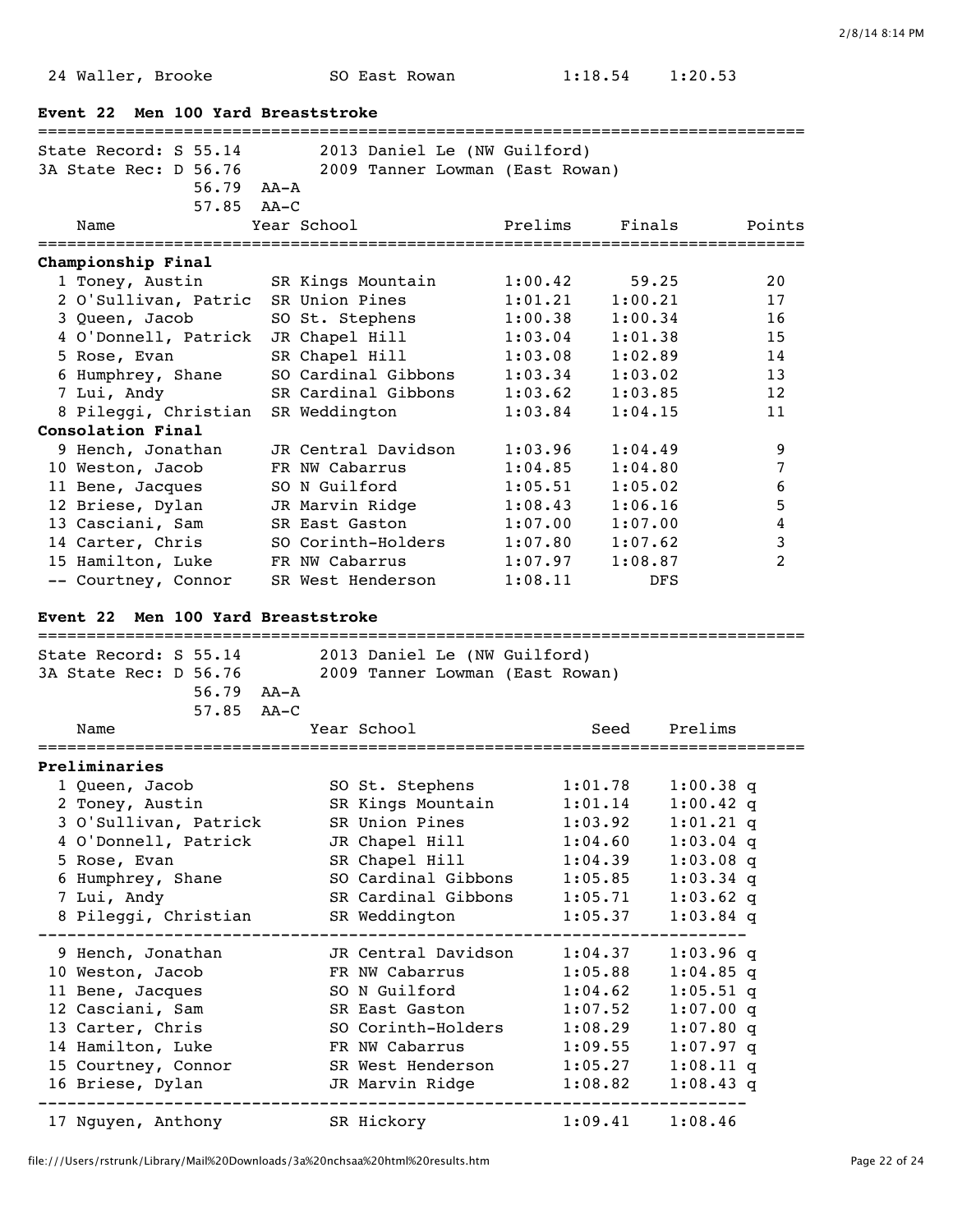| | | | | |
|---|---|---|---|---|
| 24 Waller, Brooke | SO | East Rowan | 1:18.54 | 1:20.53 |

### Event 22 Men 100 Yard Breaststroke

State Record: S 55.14 — 2013 Daniel Le (NW Guilford)
3A State Rec: D 56.76 — 2009 Tanner Lowman (East Rowan)
56.79 AA-A
57.85 AA-C

| Name | Year | School | Prelims | Finals | Points |
|---|---|---|---|---|---|
| **Championship Final** | | | | | |
| 1 Toney, Austin | SR | Kings Mountain | 1:00.42 | 59.25 | 20 |
| 2 O'Sullivan, Patric | SR | Union Pines | 1:01.21 | 1:00.21 | 17 |
| 3 Queen, Jacob | SO | St. Stephens | 1:00.38 | 1:00.34 | 16 |
| 4 O'Donnell, Patrick | JR | Chapel Hill | 1:03.04 | 1:01.38 | 15 |
| 5 Rose, Evan | SR | Chapel Hill | 1:03.08 | 1:02.89 | 14 |
| 6 Humphrey, Shane | SO | Cardinal Gibbons | 1:03.34 | 1:03.02 | 13 |
| 7 Lui, Andy | SR | Cardinal Gibbons | 1:03.62 | 1:03.85 | 12 |
| 8 Pileggi, Christian | SR | Weddington | 1:03.84 | 1:04.15 | 11 |
| **Consolation Final** | | | | | |
| 9 Hench, Jonathan | JR | Central Davidson | 1:03.96 | 1:04.49 | 9 |
| 10 Weston, Jacob | FR | NW Cabarrus | 1:04.85 | 1:04.80 | 7 |
| 11 Bene, Jacques | SO | N Guilford | 1:05.51 | 1:05.02 | 6 |
| 12 Briese, Dylan | JR | Marvin Ridge | 1:08.43 | 1:06.16 | 5 |
| 13 Casciani, Sam | SR | East Gaston | 1:07.00 | 1:07.00 | 4 |
| 14 Carter, Chris | SO | Corinth-Holders | 1:07.80 | 1:07.62 | 3 |
| 15 Hamilton, Luke | FR | NW Cabarrus | 1:07.97 | 1:08.87 | 2 |
| -- Courtney, Connor | SR | West Henderson | 1:08.11 | DFS | |

### Event 22 Men 100 Yard Breaststroke

State Record: S 55.14 — 2013 Daniel Le (NW Guilford)
3A State Rec: D 56.76 — 2009 Tanner Lowman (East Rowan)
56.79 AA-A
57.85 AA-C

| Name | Year | School | Seed | Prelims |
|---|---|---|---|---|
| **Preliminaries** | | | | |
| 1 Queen, Jacob | SO | St. Stephens | 1:01.78 | 1:00.38 q |
| 2 Toney, Austin | SR | Kings Mountain | 1:01.14 | 1:00.42 q |
| 3 O'Sullivan, Patrick | SR | Union Pines | 1:03.92 | 1:01.21 q |
| 4 O'Donnell, Patrick | JR | Chapel Hill | 1:04.60 | 1:03.04 q |
| 5 Rose, Evan | SR | Chapel Hill | 1:04.39 | 1:03.08 q |
| 6 Humphrey, Shane | SO | Cardinal Gibbons | 1:05.85 | 1:03.34 q |
| 7 Lui, Andy | SR | Cardinal Gibbons | 1:05.71 | 1:03.62 q |
| 8 Pileggi, Christian | SR | Weddington | 1:05.37 | 1:03.84 q |
| 9 Hench, Jonathan | JR | Central Davidson | 1:04.37 | 1:03.96 q |
| 10 Weston, Jacob | FR | NW Cabarrus | 1:05.88 | 1:04.85 q |
| 11 Bene, Jacques | SO | N Guilford | 1:04.62 | 1:05.51 q |
| 12 Casciani, Sam | SR | East Gaston | 1:07.52 | 1:07.00 q |
| 13 Carter, Chris | SO | Corinth-Holders | 1:08.29 | 1:07.80 q |
| 14 Hamilton, Luke | FR | NW Cabarrus | 1:09.55 | 1:07.97 q |
| 15 Courtney, Connor | SR | West Henderson | 1:05.27 | 1:08.11 q |
| 16 Briese, Dylan | JR | Marvin Ridge | 1:08.82 | 1:08.43 q |
| 17 Nguyen, Anthony | SR | Hickory | 1:09.41 | 1:08.46 |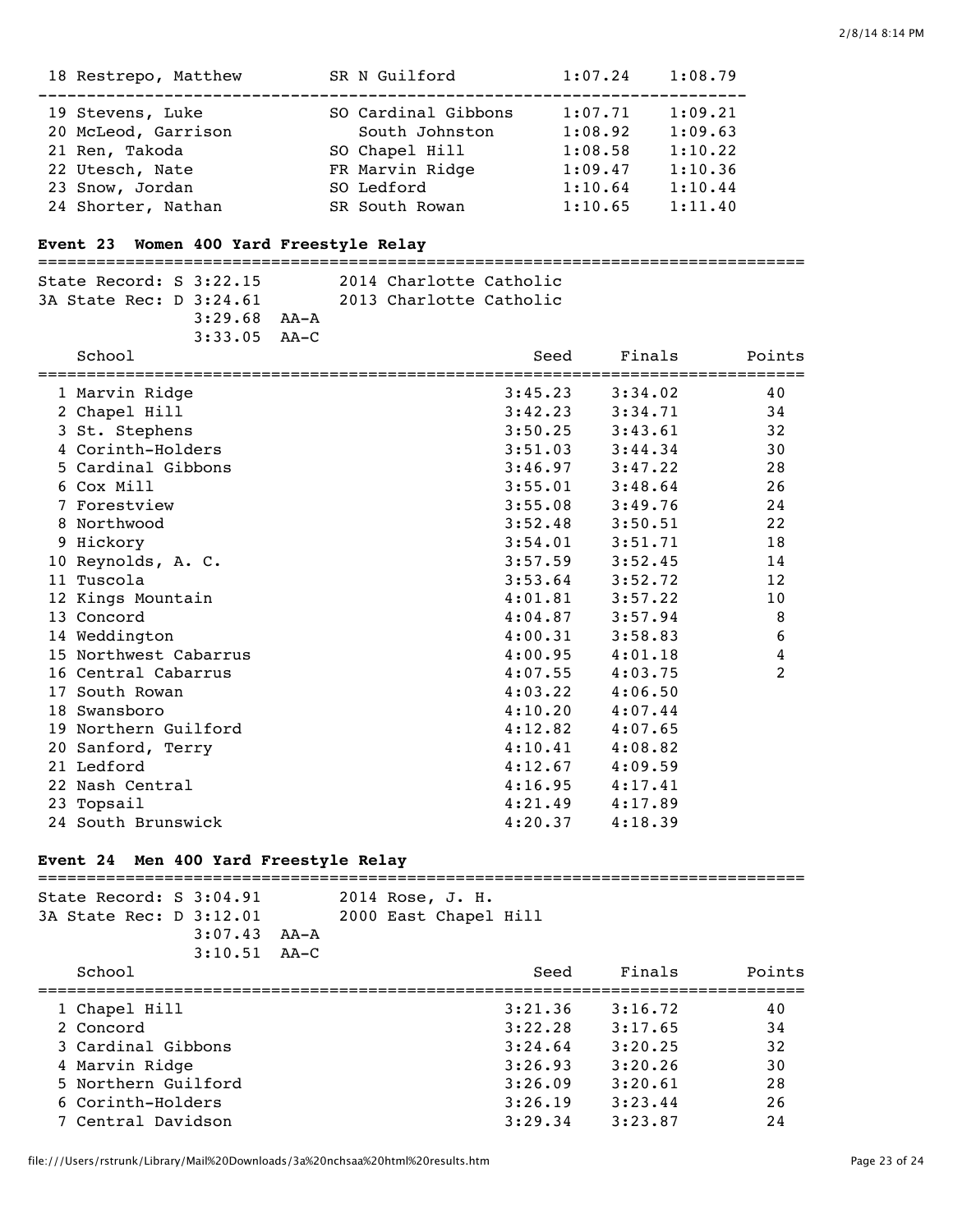| | Name | Yr | School | Seed | Finals |
|---|---|---|---|---|---|
| 18 | Restrepo, Matthew | SR | N Guilford | 1:07.24 | 1:08.79 |
| 19 | Stevens, Luke | SO | Cardinal Gibbons | 1:07.71 | 1:09.21 |
| 20 | McLeod, Garrison | | South Johnston | 1:08.92 | 1:09.63 |
| 21 | Ren, Takoda | SO | Chapel Hill | 1:08.58 | 1:10.22 |
| 22 | Utesch, Nate | FR | Marvin Ridge | 1:09.47 | 1:10.36 |
| 23 | Snow, Jordan | SO | Ledford | 1:10.64 | 1:10.44 |
| 24 | Shorter, Nathan | SR | South Rowan | 1:10.65 | 1:11.40 |

### Event 23 Women 400 Yard Freestyle Relay

State Record: S 3:22.15 — 2014 Charlotte Catholic
3A State Rec: D 3:24.61 — 2013 Charlotte Catholic
3:29.68 AA-A
3:33.05 AA-C

| | School | Seed | Finals | Points |
|---|---|---|---|---|
| 1 | Marvin Ridge | 3:45.23 | 3:34.02 | 40 |
| 2 | Chapel Hill | 3:42.23 | 3:34.71 | 34 |
| 3 | St. Stephens | 3:50.25 | 3:43.61 | 32 |
| 4 | Corinth-Holders | 3:51.03 | 3:44.34 | 30 |
| 5 | Cardinal Gibbons | 3:46.97 | 3:47.22 | 28 |
| 6 | Cox Mill | 3:55.01 | 3:48.64 | 26 |
| 7 | Forestview | 3:55.08 | 3:49.76 | 24 |
| 8 | Northwood | 3:52.48 | 3:50.51 | 22 |
| 9 | Hickory | 3:54.01 | 3:51.71 | 18 |
| 10 | Reynolds, A. C. | 3:57.59 | 3:52.45 | 14 |
| 11 | Tuscola | 3:53.64 | 3:52.72 | 12 |
| 12 | Kings Mountain | 4:01.81 | 3:57.22 | 10 |
| 13 | Concord | 4:04.87 | 3:57.94 | 8 |
| 14 | Weddington | 4:00.31 | 3:58.83 | 6 |
| 15 | Northwest Cabarrus | 4:00.95 | 4:01.18 | 4 |
| 16 | Central Cabarrus | 4:07.55 | 4:03.75 | 2 |
| 17 | South Rowan | 4:03.22 | 4:06.50 | |
| 18 | Swansboro | 4:10.20 | 4:07.44 | |
| 19 | Northern Guilford | 4:12.82 | 4:07.65 | |
| 20 | Sanford, Terry | 4:10.41 | 4:08.82 | |
| 21 | Ledford | 4:12.67 | 4:09.59 | |
| 22 | Nash Central | 4:16.95 | 4:17.41 | |
| 23 | Topsail | 4:21.49 | 4:17.89 | |
| 24 | South Brunswick | 4:20.37 | 4:18.39 | |

### Event 24 Men 400 Yard Freestyle Relay

State Record: S 3:04.91 — 2014 Rose, J. H.
3A State Rec: D 3:12.01 — 2000 East Chapel Hill
3:07.43 AA-A
3:10.51 AA-C

| | School | Seed | Finals | Points |
|---|---|---|---|---|
| 1 | Chapel Hill | 3:21.36 | 3:16.72 | 40 |
| 2 | Concord | 3:22.28 | 3:17.65 | 34 |
| 3 | Cardinal Gibbons | 3:24.64 | 3:20.25 | 32 |
| 4 | Marvin Ridge | 3:26.93 | 3:20.26 | 30 |
| 5 | Northern Guilford | 3:26.09 | 3:20.61 | 28 |
| 6 | Corinth-Holders | 3:26.19 | 3:23.44 | 26 |
| 7 | Central Davidson | 3:29.34 | 3:23.87 | 24 |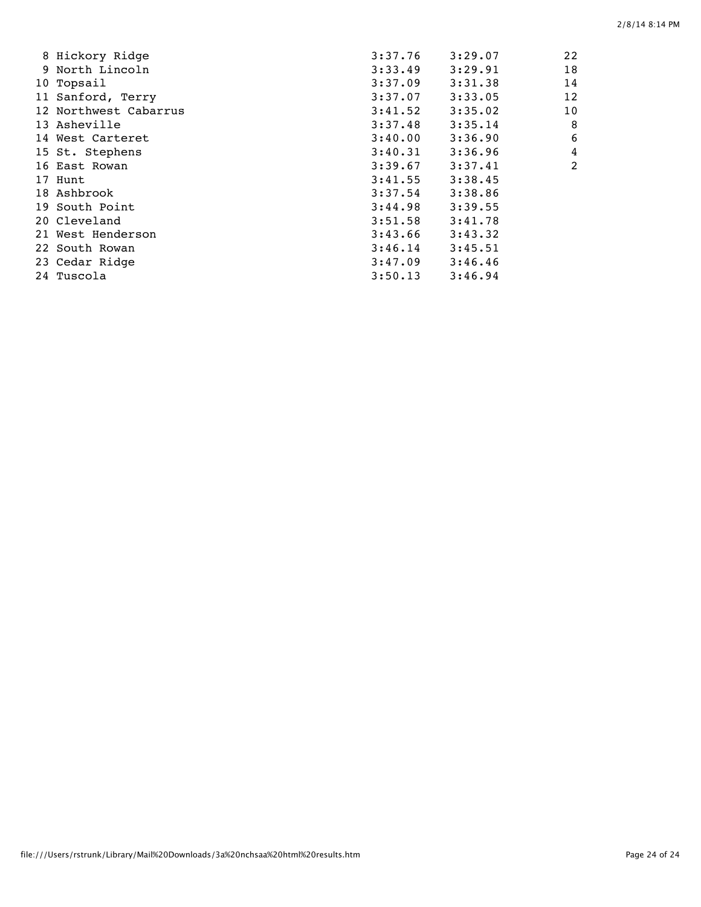| | | | | |
|---|---|---|---|---|
| 8 | Hickory Ridge | 3:37.76 | 3:29.07 | 22 |
| 9 | North Lincoln | 3:33.49 | 3:29.91 | 18 |
| 10 | Topsail | 3:37.09 | 3:31.38 | 14 |
| 11 | Sanford, Terry | 3:37.07 | 3:33.05 | 12 |
| 12 | Northwest Cabarrus | 3:41.52 | 3:35.02 | 10 |
| 13 | Asheville | 3:37.48 | 3:35.14 | 8 |
| 14 | West Carteret | 3:40.00 | 3:36.90 | 6 |
| 15 | St. Stephens | 3:40.31 | 3:36.96 | 4 |
| 16 | East Rowan | 3:39.67 | 3:37.41 | 2 |
| 17 | Hunt | 3:41.55 | 3:38.45 | |
| 18 | Ashbrook | 3:37.54 | 3:38.86 | |
| 19 | South Point | 3:44.98 | 3:39.55 | |
| 20 | Cleveland | 3:51.58 | 3:41.78 | |
| 21 | West Henderson | 3:43.66 | 3:43.32 | |
| 22 | South Rowan | 3:46.14 | 3:45.51 | |
| 23 | Cedar Ridge | 3:47.09 | 3:46.46 | |
| 24 | Tuscola | 3:50.13 | 3:46.94 | |